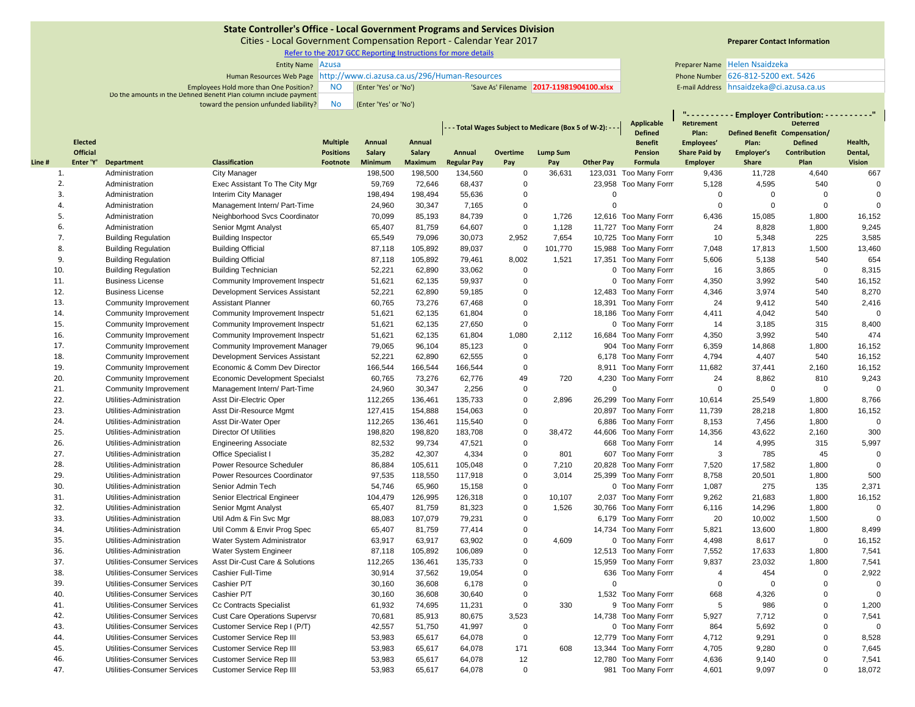# State Controller's Office - Local Government Programs and Services Division

Cities - Local Government Compensation Report - Calendar Year 2017

Refer to the 2017 GCC Reporting Instructions for more details

| | |
|---|---|
| Entity Name | Azusa |
| Human Resources Web Page | http://www.ci.azusa.ca.us/296/Human-Resources |
| Employees Hold more than One Position? | NO (Enter 'Yes' or 'No') |
| 'Save As' Filename | 2017-11981904100.xlsx |
| Do the amounts in the Defined Benefit Plan column include payment toward the pension unfunded liability? | No (Enter 'Yes' or 'No') |

**Preparer Contact Information**

| | |
|---|---|
| Preparer Name | Helen Nsaidzeka |
| Phone Number | 626-812-5200 ext. 5426 |
| E-mail Address | hnsaidzeka@ci.azusa.ca.us |

| | | | | | | | --- Total Wages Subject to Medicare (Box 5 of W-2): --- | | | | | "---------- Employer Contribution: ----------" | | | |
|---|---|---|---|---|---|---|---|---|---|---|---|---|---|---|---|
| Line # | Elected Official Enter 'Y' | Department | Classification | Multiple Positions Footnote | Annual Salary Minimum | Annual Salary Maximum | Annual Regular Pay | Overtime Pay | Lump Sum Pay | Other Pay | Applicable Defined Benefit Pension Formula | Retirement Plan: Employees' Share Paid by Employer | Defined Benefit Plan: Employer's Share | Deferred Compensation/ Defined Contribution Plan | Health, Dental, Vision |
| 1. | | Administration | City Manager | | 198,500 | 198,500 | 134,560 | 0 | 36,631 | 123,031 | Too Many Form | 9,436 | 11,728 | 4,640 | 667 |
| 2. | | Administration | Exec Assistant To The City Mgr | | 59,769 | 72,646 | 68,437 | 0 | | 23,958 | Too Many Form | 5,128 | 4,595 | 540 | 0 |
| 3. | | Administration | Interim City Manager | | 198,494 | 198,494 | 55,636 | 0 | | 0 | | 0 | 0 | 0 | 0 |
| 4. | | Administration | Management Intern/ Part-Time | | 24,960 | 30,347 | 7,165 | 0 | | 0 | | 0 | 0 | 0 | 0 |
| 5. | | Administration | Neighborhood Svcs Coordinator | | 70,099 | 85,193 | 84,739 | 0 | 1,726 | 12,616 | Too Many Form | 6,436 | 15,085 | 1,800 | 16,152 |
| 6. | | Administration | Senior Mgmt Analyst | | 65,407 | 81,759 | 64,607 | 0 | 1,128 | 11,727 | Too Many Form | 24 | 8,828 | 1,800 | 9,245 |
| 7. | | Building Regulation | Building Inspector | | 65,549 | 79,096 | 30,073 | 2,952 | 7,654 | 10,725 | Too Many Form | 10 | 5,348 | 225 | 3,585 |
| 8. | | Building Regulation | Building Official | | 87,118 | 105,892 | 89,037 | 0 | 101,770 | 15,988 | Too Many Form | 7,048 | 17,813 | 1,500 | 13,460 |
| 9. | | Building Regulation | Building Official | | 87,118 | 105,892 | 79,461 | 8,002 | 1,521 | 17,351 | Too Many Form | 5,606 | 5,138 | 540 | 654 |
| 10. | | Building Regulation | Building Technician | | 52,221 | 62,890 | 33,062 | 0 | | 0 | Too Many Form | 16 | 3,865 | 0 | 8,315 |
| 11. | | Business License | Community Improvement Inspectr | | 51,621 | 62,135 | 59,937 | 0 | | 0 | Too Many Form | 4,350 | 3,992 | 540 | 16,152 |
| 12. | | Business License | Development Services Assistant | | 52,221 | 62,890 | 59,185 | 0 | | 12,483 | Too Many Form | 4,346 | 3,974 | 540 | 8,270 |
| 13. | | Community Improvement | Assistant Planner | | 60,765 | 73,276 | 67,468 | 0 | | 18,391 | Too Many Form | 24 | 9,412 | 540 | 2,416 |
| 14. | | Community Improvement | Community Improvement Inspectr | | 51,621 | 62,135 | 61,804 | 0 | | 18,186 | Too Many Form | 4,411 | 4,042 | 540 | 0 |
| 15. | | Community Improvement | Community Improvement Inspectr | | 51,621 | 62,135 | 27,650 | 0 | | 0 | Too Many Form | 14 | 3,185 | 315 | 8,400 |
| 16. | | Community Improvement | Community Improvement Inspectr | | 51,621 | 62,135 | 61,804 | 1,080 | 2,112 | 16,684 | Too Many Form | 4,350 | 3,992 | 540 | 474 |
| 17. | | Community Improvement | Community Improvement Manager | | 79,065 | 96,104 | 85,123 | 0 | | 904 | Too Many Form | 6,359 | 14,868 | 1,800 | 16,152 |
| 18. | | Community Improvement | Development Services Assistant | | 52,221 | 62,890 | 62,555 | 0 | | 6,178 | Too Many Form | 4,794 | 4,407 | 540 | 16,152 |
| 19. | | Community Improvement | Economic & Comm Dev Director | | 166,544 | 166,544 | 166,544 | 0 | | 8,911 | Too Many Form | 11,682 | 37,441 | 2,160 | 16,152 |
| 20. | | Community Improvement | Economic Development Specialst | | 60,765 | 73,276 | 62,776 | 49 | 720 | 4,230 | Too Many Form | 24 | 8,862 | 810 | 9,243 |
| 21. | | Community Improvement | Management Intern/ Part-Time | | 24,960 | 30,347 | 2,256 | 0 | | 0 | | 0 | 0 | 0 | 0 |
| 22. | | Utilities-Administration | Asst Dir-Electric Oper | | 112,265 | 136,461 | 135,733 | 0 | 2,896 | 26,299 | Too Many Form | 10,614 | 25,549 | 1,800 | 8,766 |
| 23. | | Utilities-Administration | Asst Dir-Resource Mgmt | | 127,415 | 154,888 | 154,063 | 0 | | 20,897 | Too Many Form | 11,739 | 28,218 | 1,800 | 16,152 |
| 24. | | Utilities-Administration | Asst Dir-Water Oper | | 112,265 | 136,461 | 115,540 | 0 | | 6,886 | Too Many Form | 8,153 | 7,456 | 1,800 | 0 |
| 25. | | Utilities-Administration | Director Of Utilities | | 198,820 | 198,820 | 183,708 | 0 | 38,472 | 44,606 | Too Many Form | 14,356 | 43,622 | 2,160 | 300 |
| 26. | | Utilities-Administration | Engineering Associate | | 82,532 | 99,734 | 47,521 | 0 | | 668 | Too Many Form | 14 | 4,995 | 315 | 5,997 |
| 27. | | Utilities-Administration | Office Specialist I | | 35,282 | 42,307 | 4,334 | 0 | 801 | 607 | Too Many Form | 3 | 785 | 45 | 0 |
| 28. | | Utilities-Administration | Power Resources Scheduler | | 86,884 | 105,611 | 105,048 | 0 | 7,210 | 20,828 | Too Many Form | 7,520 | 17,582 | 1,800 | 0 |
| 29. | | Utilities-Administration | Power Resources Coordinator | | 97,535 | 118,550 | 117,918 | 0 | 3,014 | 25,399 | Too Many Form | 8,758 | 20,501 | 1,800 | 500 |
| 30. | | Utilities-Administration | Senior Admin Tech | | 54,746 | 65,960 | 15,158 | 0 | | 0 | Too Many Form | 1,087 | 275 | 135 | 2,371 |
| 31. | | Utilities-Administration | Senior Electrical Engineer | | 104,479 | 126,995 | 126,318 | 0 | 10,107 | 2,037 | Too Many Form | 9,262 | 21,683 | 1,800 | 16,152 |
| 32. | | Utilities-Administration | Senior Mgmt Analyst | | 65,407 | 81,759 | 81,323 | 0 | 1,526 | 30,766 | Too Many Form | 6,116 | 14,296 | 1,800 | 0 |
| 33. | | Utilities-Administration | Util Adm & Fin Svc Mgr | | 88,083 | 107,079 | 79,231 | 0 | | 6,179 | Too Many Form | 20 | 10,002 | 1,500 | 0 |
| 34. | | Utilities-Administration | Util Comm & Envir Prog Spec | | 65,407 | 81,759 | 77,414 | 0 | | 14,734 | Too Many Form | 5,821 | 13,600 | 1,800 | 8,499 |
| 35. | | Utilities-Administration | Water System Administrator | | 63,917 | 63,917 | 63,902 | 0 | 4,609 | 0 | Too Many Form | 4,498 | 8,617 | 0 | 16,152 |
| 36. | | Utilities-Administration | Water System Engineer | | 87,118 | 105,892 | 106,089 | 0 | | 12,513 | Too Many Form | 7,552 | 17,633 | 1,800 | 7,541 |
| 37. | | Utilities-Consumer Services | Asst Dir-Cust Care & Solutions | | 112,265 | 136,461 | 135,733 | 0 | | 15,959 | Too Many Form | 9,837 | 23,032 | 1,800 | 7,541 |
| 38. | | Utilities-Consumer Services | Cashier Full-Time | | 30,914 | 37,562 | 19,054 | 0 | | 636 | Too Many Form | 4 | 454 | 0 | 2,922 |
| 39. | | Utilities-Consumer Services | Cashier P/T | | 30,160 | 36,608 | 6,178 | 0 | | 0 | | 0 | 0 | 0 | 0 |
| 40. | | Utilities-Consumer Services | Cashier P/T | | 30,160 | 36,608 | 30,640 | 0 | | 1,532 | Too Many Form | 668 | 4,326 | 0 | 0 |
| 41. | | Utilities-Consumer Services | Cc Contracts Specialist | | 61,932 | 74,695 | 11,231 | 0 | 330 | 9 | Too Many Form | 5 | 986 | 0 | 1,200 |
| 42. | | Utilities-Consumer Services | Cust Care Operations Supervsr | | 70,681 | 85,913 | 80,675 | 3,523 | | 14,738 | Too Many Form | 5,927 | 7,712 | 0 | 7,541 |
| 43. | | Utilities-Consumer Services | Customer Service Rep I (P/T) | | 42,557 | 51,750 | 41,997 | 0 | | 0 | Too Many Form | 864 | 5,692 | 0 | 0 |
| 44. | | Utilities-Consumer Services | Customer Service Rep III | | 53,983 | 65,617 | 64,078 | 0 | | 12,779 | Too Many Form | 4,712 | 9,291 | 0 | 8,528 |
| 45. | | Utilities-Consumer Services | Customer Service Rep III | | 53,983 | 65,617 | 64,078 | 171 | 608 | 13,344 | Too Many Form | 4,705 | 9,280 | 0 | 7,645 |
| 46. | | Utilities-Consumer Services | Customer Service Rep III | | 53,983 | 65,617 | 64,078 | 12 | | 12,780 | Too Many Form | 4,636 | 9,140 | 0 | 7,541 |
| 47. | | Utilities-Consumer Services | Customer Service Rep III | | 53,983 | 65,617 | 64,078 | 0 | | 981 | Too Many Form | 4,601 | 9,097 | 0 | 18,072 |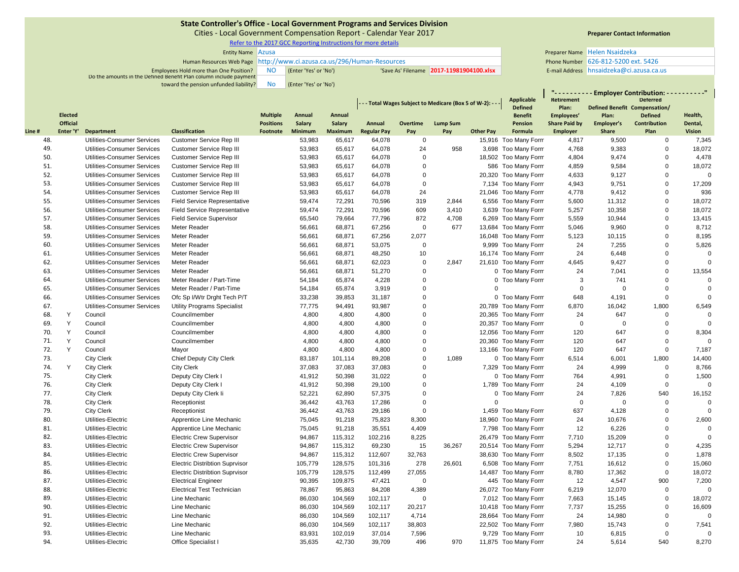# State Controller's Office - Local Government Programs and Services Division

Cities - Local Government Compensation Report - Calendar Year 2017

Refer to the 2017 GCC Reporting Instructions for more details

Entity Name: Azusa

Human Resources Web Page: http://www.ci.azusa.ca.us/296/Human-Resources

Employees Hold more than One Position? NO (Enter 'Yes' or 'No')

'Save As' Filename: 2017-11981904100.xlsx

Do the amounts in the Defined Benefit Plan column include payment toward the pension unfunded liability? No (Enter 'Yes' or 'No')

**Preparer Contact Information**

Preparer Name: Helen Nsaidzeka

Phone Number: 626-812-5200 ext. 5426

E-mail Address: hnsaidzeka@ci.azusa.ca.us

| Line # | Elected Official Enter 'Y' | Department | Classification | Multiple Positions Footnote | Annual Salary Minimum | Annual Salary Maximum | --- Total Wages Subject to Medicare (Box 5 of W-2): --- Regular Pay | Overtime Pay | Lump Sum Pay | Other Pay | Applicable Defined Benefit Pension Formula | "- - - Employer Contribution: - - -" Retirement Plan: Employees' Share Paid by Employer | Defined Benefit Plan: Employer's Share | Deferred Compensation/ Defined Contribution Plan | Health, Dental, Vision |
|---|---|---|---|---|---|---|---|---|---|---|---|---|---|---|---|
| 48. | | Utilities-Consumer Services | Customer Service Rep III | | 53,983 | 65,617 | 64,078 | 0 | | 15,916 | Too Many Form | 4,817 | 9,500 | 0 | 7,345 |
| 49. | | Utilities-Consumer Services | Customer Service Rep III | | 53,983 | 65,617 | 64,078 | 24 | 958 | 3,698 | Too Many Form | 4,768 | 9,383 | 0 | 18,072 |
| 50. | | Utilities-Consumer Services | Customer Service Rep III | | 53,983 | 65,617 | 64,078 | 0 | | 18,502 | Too Many Form | 4,804 | 9,474 | 0 | 4,478 |
| 51. | | Utilities-Consumer Services | Customer Service Rep III | | 53,983 | 65,617 | 64,078 | 0 | | 586 | Too Many Form | 4,859 | 9,584 | 0 | 18,072 |
| 52. | | Utilities-Consumer Services | Customer Service Rep III | | 53,983 | 65,617 | 64,078 | 0 | | 20,320 | Too Many Form | 4,633 | 9,127 | 0 | 0 |
| 53. | | Utilities-Consumer Services | Customer Service Rep III | | 53,983 | 65,617 | 64,078 | 0 | | 7,134 | Too Many Form | 4,943 | 9,751 | 0 | 17,209 |
| 54. | | Utilities-Consumer Services | Customer Service Rep III | | 53,983 | 65,617 | 64,078 | 24 | | 21,046 | Too Many Form | 4,778 | 9,412 | 0 | 936 |
| 55. | | Utilities-Consumer Services | Field Service Representative | | 59,474 | 72,291 | 70,596 | 319 | 2,844 | 6,556 | Too Many Form | 5,600 | 11,312 | 0 | 18,072 |
| 56. | | Utilities-Consumer Services | Field Service Representative | | 59,474 | 72,291 | 70,596 | 609 | 3,410 | 3,639 | Too Many Form | 5,257 | 10,358 | 0 | 18,072 |
| 57. | | Utilities-Consumer Services | Field Service Supervisor | | 65,540 | 79,664 | 77,796 | 872 | 4,708 | 6,269 | Too Many Form | 5,559 | 10,944 | 0 | 13,415 |
| 58. | | Utilities-Consumer Services | Meter Reader | | 56,661 | 68,871 | 67,256 | 0 | 677 | 13,684 | Too Many Form | 5,046 | 9,960 | 0 | 8,712 |
| 59. | | Utilities-Consumer Services | Meter Reader | | 56,661 | 68,871 | 67,256 | 2,077 | | 16,048 | Too Many Form | 5,123 | 10,115 | 0 | 8,195 |
| 60. | | Utilities-Consumer Services | Meter Reader | | 56,661 | 68,871 | 53,075 | 0 | | 9,999 | Too Many Form | 24 | 7,255 | 0 | 5,826 |
| 61. | | Utilities-Consumer Services | Meter Reader | | 56,661 | 68,871 | 48,250 | 10 | | 16,174 | Too Many Form | 24 | 6,448 | 0 | 0 |
| 62. | | Utilities-Consumer Services | Meter Reader | | 56,661 | 68,871 | 62,023 | 0 | 2,847 | 21,610 | Too Many Form | 4,645 | 9,427 | 0 | 0 |
| 63. | | Utilities-Consumer Services | Meter Reader | | 56,661 | 68,871 | 51,270 | 0 | | 0 | Too Many Form | 24 | 7,041 | 0 | 13,554 |
| 64. | | Utilities-Consumer Services | Meter Reader / Part-Time | | 54,184 | 65,874 | 4,228 | 0 | | 0 | Too Many Form | 3 | 741 | 0 | 0 |
| 65. | | Utilities-Consumer Services | Meter Reader / Part-Time | | 54,184 | 65,874 | 3,919 | 0 | | 0 | | 0 | 0 | 0 | 0 |
| 66. | | Utilities-Consumer Services | Ofc Sp I/Wtr Drght Tech P/T | | 33,238 | 39,853 | 31,187 | 0 | | 0 | Too Many Form | 648 | 4,191 | 0 | 0 |
| 67. | | Utilities-Consumer Services | Utility Programs Specialist | | 77,775 | 94,491 | 93,987 | 0 | | 20,789 | Too Many Form | 6,870 | 16,042 | 1,800 | 6,549 |
| 68. | Y | Council | Councilmember | | 4,800 | 4,800 | 4,800 | 0 | | 20,365 | Too Many Form | 24 | 647 | 0 | 0 |
| 69. | Y | Council | Councilmember | | 4,800 | 4,800 | 4,800 | 0 | | 20,357 | Too Many Form | 0 | 0 | 0 | 0 |
| 70. | Y | Council | Councilmember | | 4,800 | 4,800 | 4,800 | 0 | | 12,056 | Too Many Form | 120 | 647 | 0 | 8,304 |
| 71. | Y | Council | Councilmember | | 4,800 | 4,800 | 4,800 | 0 | | 20,360 | Too Many Form | 120 | 647 | 0 | 0 |
| 72. | Y | Council | Mayor | | 4,800 | 4,800 | 4,800 | 0 | | 13,166 | Too Many Form | 120 | 647 | 0 | 7,187 |
| 73. | | City Clerk | Chief Deputy City Clerk | | 83,187 | 101,114 | 89,208 | 0 | 1,089 | 0 | Too Many Form | 6,514 | 6,001 | 1,800 | 14,400 |
| 74. | Y | City Clerk | City Clerk | | 37,083 | 37,083 | 37,083 | 0 | | 7,329 | Too Many Form | 24 | 4,999 | 0 | 8,766 |
| 75. | | City Clerk | Deputy City Clerk I | | 41,912 | 50,398 | 31,022 | 0 | | 0 | Too Many Form | 764 | 4,991 | 0 | 1,500 |
| 76. | | City Clerk | Deputy City Clerk I | | 41,912 | 50,398 | 29,100 | 0 | | 1,789 | Too Many Form | 24 | 4,109 | 0 | 0 |
| 77. | | City Clerk | Deputy City Clerk Ii | | 52,221 | 62,890 | 57,375 | 0 | | 0 | Too Many Form | 24 | 7,826 | 540 | 16,152 |
| 78. | | City Clerk | Receptionist | | 36,442 | 43,763 | 17,286 | 0 | | 0 | | 0 | 0 | 0 | 0 |
| 79. | | City Clerk | Receptionist | | 36,442 | 43,763 | 29,186 | 0 | | 1,459 | Too Many Form | 637 | 4,128 | 0 | 0 |
| 80. | | Utilities-Electric | Apprentice Line Mechanic | | 75,045 | 91,218 | 75,823 | 8,300 | | 18,960 | Too Many Form | 24 | 10,676 | 0 | 2,600 |
| 81. | | Utilities-Electric | Apprentice Line Mechanic | | 75,045 | 91,218 | 35,551 | 4,409 | | 7,798 | Too Many Form | 12 | 6,226 | 0 | 0 |
| 82. | | Utilities-Electric | Electric Crew Supervisor | | 94,867 | 115,312 | 102,216 | 8,225 | | 26,479 | Too Many Form | 7,710 | 15,209 | 0 | 0 |
| 83. | | Utilities-Electric | Electric Crew Supervisor | | 94,867 | 115,312 | 69,230 | 15 | 36,267 | 20,514 | Too Many Form | 5,294 | 12,717 | 0 | 4,235 |
| 84. | | Utilities-Electric | Electric Crew Supervisor | | 94,867 | 115,312 | 112,607 | 32,763 | | 38,630 | Too Many Form | 8,502 | 17,135 | 0 | 1,878 |
| 85. | | Utilities-Electric | Electric Distribtion Suprvisor | | 105,779 | 128,575 | 101,316 | 278 | 26,601 | 6,508 | Too Many Form | 7,751 | 16,612 | 0 | 15,060 |
| 86. | | Utilities-Electric | Electric Distribtion Suprvisor | | 105,779 | 128,575 | 112,499 | 27,055 | | 14,487 | Too Many Form | 8,780 | 17,362 | 0 | 18,072 |
| 87. | | Utilities-Electric | Electrical Engineer | | 90,395 | 109,875 | 47,421 | 0 | | 445 | Too Many Form | 12 | 4,547 | 900 | 7,200 |
| 88. | | Utilities-Electric | Electrical Test Technician | | 78,867 | 95,863 | 84,208 | 4,389 | | 26,072 | Too Many Form | 6,219 | 12,070 | 0 | 0 |
| 89. | | Utilities-Electric | Line Mechanic | | 86,030 | 104,569 | 102,117 | 0 | | 7,012 | Too Many Form | 7,663 | 15,145 | 0 | 18,072 |
| 90. | | Utilities-Electric | Line Mechanic | | 86,030 | 104,569 | 102,117 | 20,217 | | 10,418 | Too Many Form | 7,737 | 15,255 | 0 | 16,609 |
| 91. | | Utilities-Electric | Line Mechanic | | 86,030 | 104,569 | 102,117 | 4,714 | | 28,664 | Too Many Form | 24 | 14,980 | 0 | 0 |
| 92. | | Utilities-Electric | Line Mechanic | | 86,030 | 104,569 | 102,117 | 38,803 | | 22,502 | Too Many Form | 7,980 | 15,743 | 0 | 7,541 |
| 93. | | Utilities-Electric | Line Mechanic | | 83,931 | 102,019 | 37,014 | 7,596 | | 9,729 | Too Many Form | 10 | 6,815 | 0 | 0 |
| 94. | | Utilities-Electric | Office Specialist I | | 35,635 | 42,730 | 39,709 | 496 | 970 | 11,875 | Too Many Form | 24 | 5,614 | 540 | 8,270 |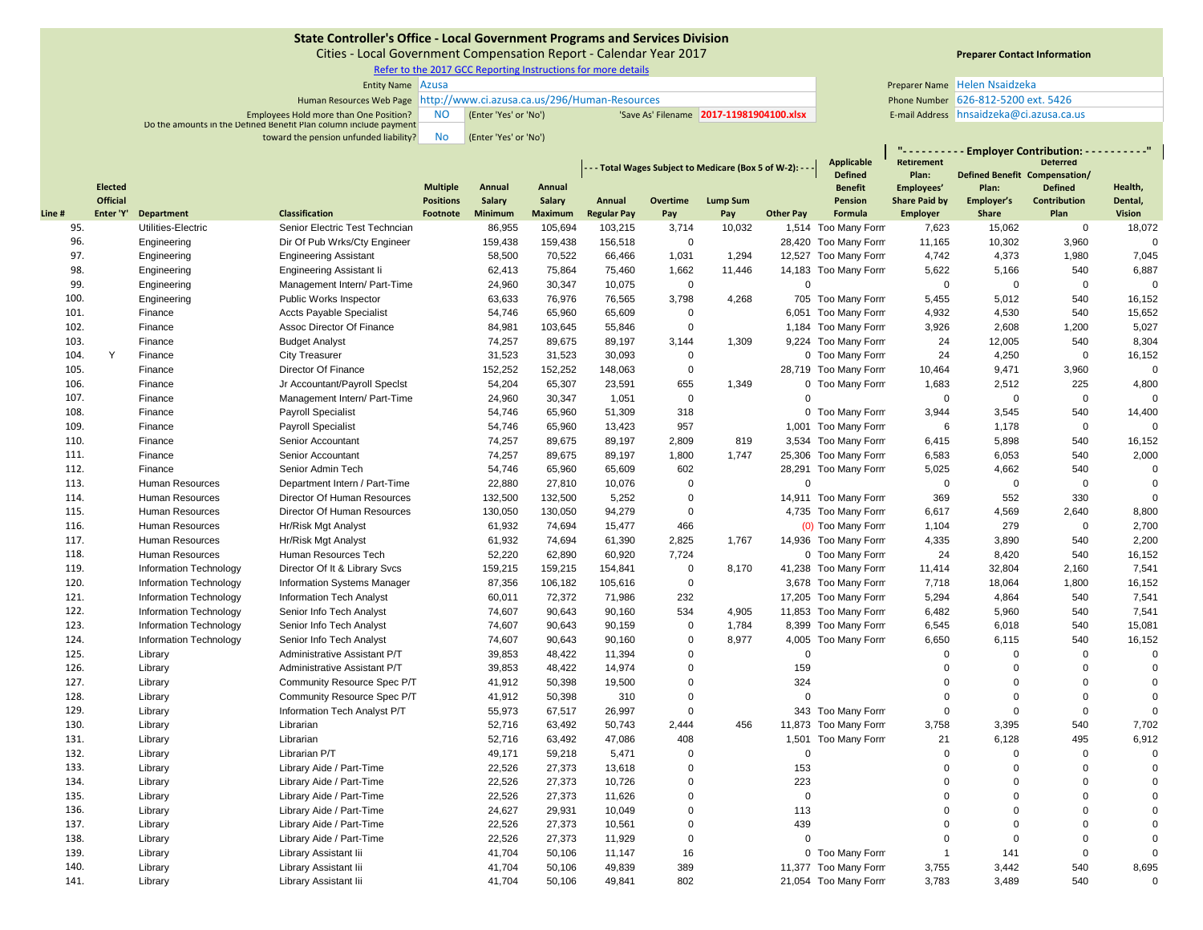# State Controller's Office - Local Government Programs and Services Division

Cities - Local Government Compensation Report - Calendar Year 2017

Refer to the 2017 GCC Reporting Instructions for more details

Entity Name: Azusa

Human Resources Web Page: http://www.ci.azusa.ca.us/296/Human-Resources

Employees Hold more than One Position? NO (Enter 'Yes' or 'No')

'Save As' Filename: 2017-11981904100.xlsx

Do the amounts in the Defined Benefit Plan column include payment toward the pension unfunded liability? No (Enter 'Yes' or 'No')

**Preparer Contact Information**

Preparer Name: Helen Nsaidzeka

Phone Number: 626-812-5200 ext. 5426

E-mail Address: hnsaidzeka@ci.azusa.ca.us

| Line # | Elected Official Enter 'Y' | Department | Classification | Multiple Positions Footnote | Annual Salary Minimum | Annual Salary Maximum | --- Total Wages Subject to Medicare (Box 5 of W-2): --- Annual Regular Pay | Overtime Pay | Lump Sum Pay | Other Pay | Applicable Defined Benefit Pension Formula | "---------- Employer Contribution: ----------" Retirement Plan: Employees' Share Paid by Employer | Defined Benefit Plan: Employer's Share | Deferred Compensation/ Defined Contribution Plan | Health, Dental, Vision |
|---|---|---|---|---|---|---|---|---|---|---|---|---|---|---|---|
| 95. | | Utilities-Electric | Senior Electric Test Techncian | | 86,955 | 105,694 | 103,215 | 3,714 | 10,032 | 1,514 | Too Many Form | 7,623 | 15,062 | 0 | 18,072 |
| 96. | | Engineering | Dir Of Pub Wrks/Cty Engineer | | 159,438 | 159,438 | 156,518 | 0 | | 28,420 | Too Many Form | 11,165 | 10,302 | 3,960 | 0 |
| 97. | | Engineering | Engineering Assistant | | 58,500 | 70,522 | 66,466 | 1,031 | 1,294 | 12,527 | Too Many Form | 4,742 | 4,373 | 1,980 | 7,045 |
| 98. | | Engineering | Engineering Assistant Ii | | 62,413 | 75,864 | 75,460 | 1,662 | 11,446 | 14,183 | Too Many Form | 5,622 | 5,166 | 540 | 6,887 |
| 99. | | Engineering | Management Intern/ Part-Time | | 24,960 | 30,347 | 10,075 | 0 | | 0 | | 0 | 0 | 0 | 0 |
| 100. | | Engineering | Public Works Inspector | | 63,633 | 76,976 | 76,565 | 3,798 | 4,268 | 705 | Too Many Form | 5,455 | 5,012 | 540 | 16,152 |
| 101. | | Finance | Accts Payable Specialist | | 54,746 | 65,960 | 65,609 | 0 | | 6,051 | Too Many Form | 4,932 | 4,530 | 540 | 15,652 |
| 102. | | Finance | Assoc Director Of Finance | | 84,981 | 103,645 | 55,846 | 0 | | 1,184 | Too Many Form | 3,926 | 2,608 | 1,200 | 5,027 |
| 103. | | Finance | Budget Analyst | | 74,257 | 89,675 | 89,197 | 3,144 | 1,309 | 9,224 | Too Many Form | 24 | 12,005 | 540 | 8,304 |
| 104. | Y | Finance | City Treasurer | | 31,523 | 31,523 | 30,093 | 0 | | 0 | Too Many Form | 24 | 4,250 | 0 | 16,152 |
| 105. | | Finance | Director Of Finance | | 152,252 | 152,252 | 148,063 | 0 | | 28,719 | Too Many Form | 10,464 | 9,471 | 3,960 | 0 |
| 106. | | Finance | Jr Accountant/Payroll Speclst | | 54,204 | 65,307 | 23,591 | 655 | 1,349 | 0 | Too Many Form | 1,683 | 2,512 | 225 | 4,800 |
| 107. | | Finance | Management Intern/ Part-Time | | 24,960 | 30,347 | 1,051 | 0 | | 0 | | 0 | 0 | 0 | 0 |
| 108. | | Finance | Payroll Specialist | | 54,746 | 65,960 | 51,309 | 318 | | 0 | Too Many Form | 3,944 | 3,545 | 540 | 14,400 |
| 109. | | Finance | Payroll Specialist | | 54,746 | 65,960 | 13,423 | 957 | | 1,001 | Too Many Form | 6 | 1,178 | 0 | 0 |
| 110. | | Finance | Senior Accountant | | 74,257 | 89,675 | 89,197 | 2,809 | 819 | 3,534 | Too Many Form | 6,415 | 5,898 | 540 | 16,152 |
| 111. | | Finance | Senior Accountant | | 74,257 | 89,675 | 89,197 | 1,800 | 1,747 | 25,306 | Too Many Form | 6,583 | 6,053 | 540 | 2,000 |
| 112. | | Finance | Senior Admin Tech | | 54,746 | 65,960 | 65,609 | 602 | | 28,291 | Too Many Form | 5,025 | 4,662 | 540 | 0 |
| 113. | | Human Resources | Department Intern / Part-Time | | 22,880 | 27,810 | 10,076 | 0 | | 0 | | 0 | 0 | 0 | 0 |
| 114. | | Human Resources | Director Of Human Resources | | 132,500 | 132,500 | 5,252 | 0 | | 14,911 | Too Many Form | 369 | 552 | 330 | 0 |
| 115. | | Human Resources | Director Of Human Resources | | 130,050 | 130,050 | 94,279 | 0 | | 4,735 | Too Many Form | 6,617 | 4,569 | 2,640 | 8,800 |
| 116. | | Human Resources | Hr/Risk Mgt Analyst | | 61,932 | 74,694 | 15,477 | 466 | | (0) | Too Many Form | 1,104 | 279 | 0 | 2,700 |
| 117. | | Human Resources | Hr/Risk Mgt Analyst | | 61,932 | 74,694 | 61,390 | 2,825 | 1,767 | 14,936 | Too Many Form | 4,335 | 3,890 | 540 | 2,200 |
| 118. | | Human Resources | Human Resources Tech | | 52,220 | 62,890 | 60,920 | 7,724 | | 0 | Too Many Form | 24 | 8,420 | 540 | 16,152 |
| 119. | | Information Technology | Director Of It & Library Svcs | | 159,215 | 159,215 | 154,841 | 0 | 8,170 | 41,238 | Too Many Form | 11,414 | 32,804 | 2,160 | 7,541 |
| 120. | | Information Technology | Information Systems Manager | | 87,356 | 106,182 | 105,616 | 0 | | 3,678 | Too Many Form | 7,718 | 18,064 | 1,800 | 16,152 |
| 121. | | Information Technology | Information Tech Analyst | | 60,011 | 72,372 | 71,986 | 232 | | 17,205 | Too Many Form | 5,294 | 4,864 | 540 | 7,541 |
| 122. | | Information Technology | Senior Info Tech Analyst | | 74,607 | 90,643 | 90,160 | 534 | 4,905 | 11,853 | Too Many Form | 6,482 | 5,960 | 540 | 7,541 |
| 123. | | Information Technology | Senior Info Tech Analyst | | 74,607 | 90,643 | 90,159 | 0 | 1,784 | 8,399 | Too Many Form | 6,545 | 6,018 | 540 | 15,081 |
| 124. | | Information Technology | Senior Info Tech Analyst | | 74,607 | 90,643 | 90,160 | 0 | 8,977 | 4,005 | Too Many Form | 6,650 | 6,115 | 540 | 16,152 |
| 125. | | Library | Administrative Assistant P/T | | 39,853 | 48,422 | 11,394 | 0 | | 0 | | 0 | 0 | 0 | 0 |
| 126. | | Library | Administrative Assistant P/T | | 39,853 | 48,422 | 14,974 | 0 | | 159 | | 0 | 0 | 0 | 0 |
| 127. | | Library | Community Resource Spec P/T | | 41,912 | 50,398 | 19,500 | 0 | | 324 | | 0 | 0 | 0 | 0 |
| 128. | | Library | Community Resource Spec P/T | | 41,912 | 50,398 | 310 | 0 | | 0 | | 0 | 0 | 0 | 0 |
| 129. | | Library | Information Tech Analyst P/T | | 55,973 | 67,517 | 26,997 | 0 | | 343 | Too Many Form | 0 | 0 | 0 | 0 |
| 130. | | Library | Librarian | | 52,716 | 63,492 | 50,743 | 2,444 | 456 | 11,873 | Too Many Form | 3,758 | 3,395 | 540 | 7,702 |
| 131. | | Library | Librarian | | 52,716 | 63,492 | 47,086 | 408 | | 1,501 | Too Many Form | 21 | 6,128 | 495 | 6,912 |
| 132. | | Library | Librarian P/T | | 49,171 | 59,218 | 5,471 | 0 | | 0 | | 0 | 0 | 0 | 0 |
| 133. | | Library | Library Aide / Part-Time | | 22,526 | 27,373 | 13,618 | 0 | | 153 | | 0 | 0 | 0 | 0 |
| 134. | | Library | Library Aide / Part-Time | | 22,526 | 27,373 | 10,726 | 0 | | 223 | | 0 | 0 | 0 | 0 |
| 135. | | Library | Library Aide / Part-Time | | 22,526 | 27,373 | 11,626 | 0 | | 0 | | 0 | 0 | 0 | 0 |
| 136. | | Library | Library Aide / Part-Time | | 24,627 | 29,931 | 10,049 | 0 | | 113 | | 0 | 0 | 0 | 0 |
| 137. | | Library | Library Aide / Part-Time | | 22,526 | 27,373 | 10,561 | 0 | | 439 | | 0 | 0 | 0 | 0 |
| 138. | | Library | Library Aide / Part-Time | | 22,526 | 27,373 | 11,929 | 0 | | 0 | | 0 | 0 | 0 | 0 |
| 139. | | Library | Library Assistant Iii | | 41,704 | 50,106 | 11,147 | 16 | | 0 | Too Many Form | 1 | 141 | 0 | 0 |
| 140. | | Library | Library Assistant Iii | | 41,704 | 50,106 | 49,839 | 389 | | 11,377 | Too Many Form | 3,755 | 3,442 | 540 | 8,695 |
| 141. | | Library | Library Assistant Iii | | 41,704 | 50,106 | 49,841 | 802 | | 21,054 | Too Many Form | 3,783 | 3,489 | 540 | 0 |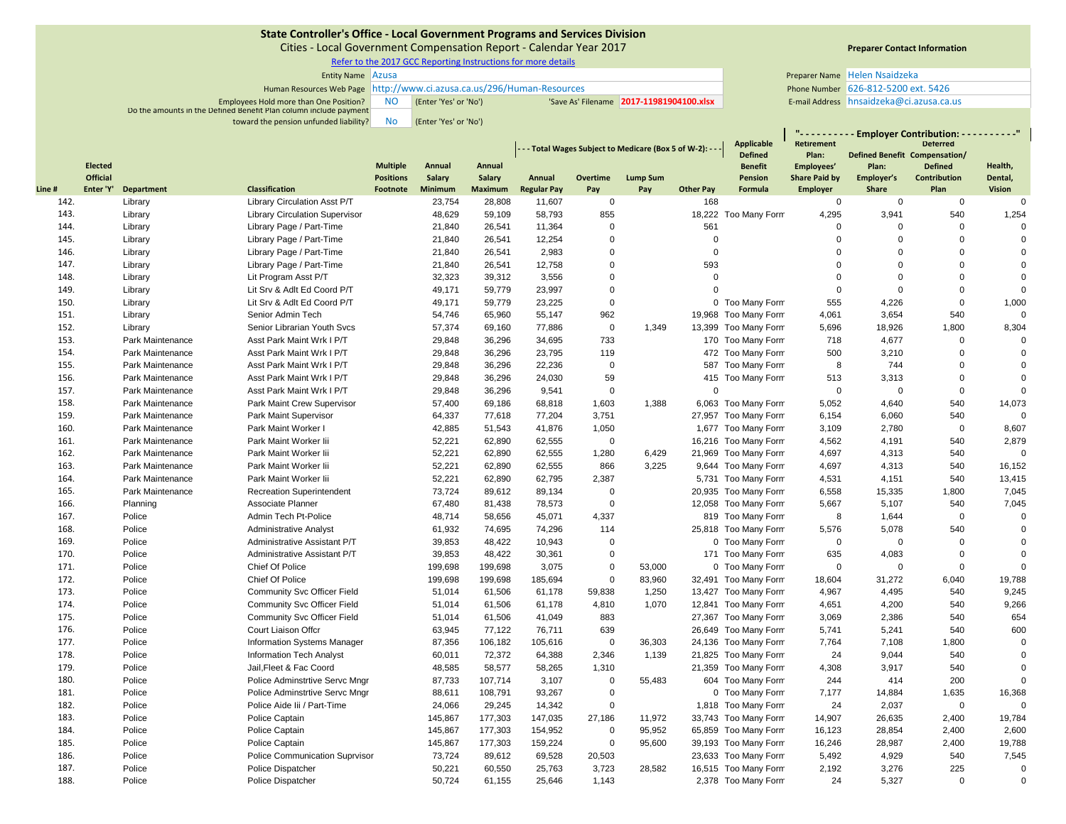**State Controller's Office - Local Government Programs and Services Division**

Cities - Local Government Compensation Report - Calendar Year 2017

Refer to the 2017 GCC Reporting Instructions for more details

Entity Name: Azusa

Human Resources Web Page: http://www.ci.azusa.ca.us/296/Human-Resources

Employees Hold more than One Position? NO (Enter 'Yes' or 'No') 'Save As' Filename: 2017-11981904100.xlsx

Do the amounts in the Defined Benefit Plan column include payment toward the pension unfunded liability? No (Enter 'Yes' or 'No')

**Preparer Contact Information**

Preparer Name: Helen Nsaidzeka

Phone Number: 626-812-5200 ext. 5426

E-mail Address: hnsaidzeka@ci.azusa.ca.us

| | | | | | | | - - - Total Wages Subject to Medicare (Box 5 of W-2): - - - | | | | | "- - - - - - - - - - Employer Contribution: - - - - - - - - - -" | | | |
|---|---|---|---|---|---|---|---|---|---|---|---|---|---|---|---|
| Line # | Elected Official Enter 'Y' | Department | Classification | Multiple Positions Footnote | Annual Salary Minimum | Annual Salary Maximum | Annual Regular Pay | Overtime Pay | Lump Sum Pay | Other Pay | Applicable Defined Benefit Pension Formula | Retirement Plan: Employees' Share Paid by Employer | Defined Benefit Plan: Employer's Share | Deferred Compensation/ Defined Contribution Plan | Health, Dental, Vision |
| 142. | | Library | Library Circulation Asst P/T | | 23,754 | 28,808 | 11,607 | 0 | | 168 | | 0 | 0 | 0 | 0 |
| 143. | | Library | Library Circulation Supervisor | | 48,629 | 59,109 | 58,793 | 855 | | 18,222 | Too Many Form | 4,295 | 3,941 | 540 | 1,254 |
| 144. | | Library | Library Page / Part-Time | | 21,840 | 26,541 | 11,364 | 0 | | 561 | | 0 | 0 | 0 | 0 |
| 145. | | Library | Library Page / Part-Time | | 21,840 | 26,541 | 12,254 | 0 | | 0 | | 0 | 0 | 0 | 0 |
| 146. | | Library | Library Page / Part-Time | | 21,840 | 26,541 | 2,983 | 0 | | 0 | | 0 | 0 | 0 | 0 |
| 147. | | Library | Library Page / Part-Time | | 21,840 | 26,541 | 12,758 | 0 | | 593 | | 0 | 0 | 0 | 0 |
| 148. | | Library | Lit Program Asst P/T | | 32,323 | 39,312 | 3,556 | 0 | | 0 | | 0 | 0 | 0 | 0 |
| 149. | | Library | Lit Srv & Adlt Ed Coord P/T | | 49,171 | 59,779 | 23,997 | 0 | | 0 | | 0 | 0 | 0 | 0 |
| 150. | | Library | Lit Srv & Adlt Ed Coord P/T | | 49,171 | 59,779 | 23,225 | 0 | | 0 | Too Many Form | 555 | 4,226 | 0 | 1,000 |
| 151. | | Library | Senior Admin Tech | | 54,746 | 65,960 | 55,147 | 962 | | 19,968 | Too Many Form | 4,061 | 3,654 | 540 | 0 |
| 152. | | Library | Senior Librarian Youth Svcs | | 57,374 | 69,160 | 77,886 | 0 | 1,349 | 13,399 | Too Many Form | 5,696 | 18,926 | 1,800 | 8,304 |
| 153. | | Park Maintenance | Asst Park Maint Wrk I P/T | | 29,848 | 36,296 | 34,695 | 733 | | 170 | Too Many Form | 718 | 4,677 | 0 | 0 |
| 154. | | Park Maintenance | Asst Park Maint Wrk I P/T | | 29,848 | 36,296 | 23,795 | 119 | | 472 | Too Many Form | 500 | 3,210 | 0 | 0 |
| 155. | | Park Maintenance | Asst Park Maint Wrk I P/T | | 29,848 | 36,296 | 22,236 | 0 | | 587 | Too Many Form | 8 | 744 | 0 | 0 |
| 156. | | Park Maintenance | Asst Park Maint Wrk I P/T | | 29,848 | 36,296 | 24,030 | 59 | | 415 | Too Many Form | 513 | 3,313 | 0 | 0 |
| 157. | | Park Maintenance | Asst Park Maint Wrk I P/T | | 29,848 | 36,296 | 9,541 | 0 | | 0 | | 0 | 0 | 0 | 0 |
| 158. | | Park Maintenance | Park Maint Crew Supervisor | | 57,400 | 69,186 | 68,818 | 1,603 | 1,388 | 6,063 | Too Many Form | 5,052 | 4,640 | 540 | 14,073 |
| 159. | | Park Maintenance | Park Maint Supervisor | | 64,337 | 77,618 | 77,204 | 3,751 | | 27,957 | Too Many Form | 6,154 | 6,060 | 540 | 0 |
| 160. | | Park Maintenance | Park Maint Worker I | | 42,885 | 51,543 | 41,876 | 1,050 | | 1,677 | Too Many Form | 3,109 | 2,780 | 0 | 8,607 |
| 161. | | Park Maintenance | Park Maint Worker Iii | | 52,221 | 62,890 | 62,555 | 0 | | 16,216 | Too Many Form | 4,562 | 4,191 | 540 | 2,879 |
| 162. | | Park Maintenance | Park Maint Worker Iii | | 52,221 | 62,890 | 62,555 | 1,280 | 6,429 | 21,969 | Too Many Form | 4,697 | 4,313 | 540 | 0 |
| 163. | | Park Maintenance | Park Maint Worker Iii | | 52,221 | 62,890 | 62,555 | 866 | 3,225 | 9,644 | Too Many Form | 4,697 | 4,313 | 540 | 16,152 |
| 164. | | Park Maintenance | Park Maint Worker Iii | | 52,221 | 62,890 | 62,795 | 2,387 | | 5,731 | Too Many Form | 4,531 | 4,151 | 540 | 13,415 |
| 165. | | Park Maintenance | Recreation Superintendent | | 73,724 | 89,612 | 89,134 | 0 | | 20,935 | Too Many Form | 6,558 | 15,335 | 1,800 | 7,045 |
| 166. | | Planning | Associate Planner | | 67,480 | 81,438 | 78,573 | 0 | | 12,058 | Too Many Form | 5,667 | 5,107 | 540 | 7,045 |
| 167. | | Police | Admin Tech Pt-Police | | 48,714 | 58,656 | 45,071 | 4,337 | | 819 | Too Many Form | 8 | 1,644 | 0 | 0 |
| 168. | | Police | Administrative Analyst | | 61,932 | 74,695 | 74,296 | 114 | | 25,818 | Too Many Form | 5,576 | 5,078 | 540 | 0 |
| 169. | | Police | Administrative Assistant P/T | | 39,853 | 48,422 | 10,943 | 0 | | 0 | Too Many Form | 0 | 0 | 0 | 0 |
| 170. | | Police | Administrative Assistant P/T | | 39,853 | 48,422 | 30,361 | 0 | | 171 | Too Many Form | 635 | 4,083 | 0 | 0 |
| 171. | | Police | Chief Of Police | | 199,698 | 199,698 | 3,075 | 0 | 53,000 | 0 | Too Many Form | 0 | 0 | 0 | 0 |
| 172. | | Police | Chief Of Police | | 199,698 | 199,698 | 185,694 | 0 | 83,960 | 32,491 | Too Many Form | 18,604 | 31,272 | 6,040 | 19,788 |
| 173. | | Police | Community Svc Officer Field | | 51,014 | 61,506 | 61,178 | 59,838 | 1,250 | 13,427 | Too Many Form | 4,967 | 4,495 | 540 | 9,245 |
| 174. | | Police | Community Svc Officer Field | | 51,014 | 61,506 | 61,178 | 4,810 | 1,070 | 12,841 | Too Many Form | 4,651 | 4,200 | 540 | 9,266 |
| 175. | | Police | Community Svc Officer Field | | 51,014 | 61,506 | 41,049 | 883 | | 27,367 | Too Many Form | 3,069 | 2,386 | 540 | 654 |
| 176. | | Police | Court Liaison Offcr | | 63,945 | 77,122 | 76,711 | 639 | | 26,649 | Too Many Form | 5,741 | 5,241 | 540 | 600 |
| 177. | | Police | Information Systems Manager | | 87,356 | 106,182 | 105,616 | 0 | 36,303 | 24,136 | Too Many Form | 7,764 | 7,108 | 1,800 | 0 |
| 178. | | Police | Information Tech Analyst | | 60,011 | 72,372 | 64,388 | 2,346 | 1,139 | 21,825 | Too Many Form | 24 | 9,044 | 540 | 0 |
| 179. | | Police | Jail,Fleet & Fac Coord | | 48,585 | 58,577 | 58,265 | 1,310 | | 21,359 | Too Many Form | 4,308 | 3,917 | 540 | 0 |
| 180. | | Police | Police Adminstrtive Servc Mngr | | 87,733 | 107,714 | 3,107 | 0 | 55,483 | 604 | Too Many Form | 244 | 414 | 200 | 0 |
| 181. | | Police | Police Adminstrtive Servc Mngr | | 88,611 | 108,791 | 93,267 | 0 | | 0 | Too Many Form | 7,177 | 14,884 | 1,635 | 16,368 |
| 182. | | Police | Police Aide Iii / Part-Time | | 24,066 | 29,245 | 14,342 | 0 | | 1,818 | Too Many Form | 24 | 2,037 | 0 | 0 |
| 183. | | Police | Police Captain | | 145,867 | 177,303 | 147,035 | 27,186 | 11,972 | 33,743 | Too Many Form | 14,907 | 26,635 | 2,400 | 19,784 |
| 184. | | Police | Police Captain | | 145,867 | 177,303 | 154,952 | 0 | 95,952 | 65,859 | Too Many Form | 16,123 | 28,854 | 2,400 | 2,600 |
| 185. | | Police | Police Captain | | 145,867 | 177,303 | 159,224 | 0 | 95,600 | 39,193 | Too Many Form | 16,246 | 28,987 | 2,400 | 19,788 |
| 186. | | Police | Police Communication Suprvisor | | 73,724 | 89,612 | 69,528 | 20,503 | | 23,633 | Too Many Form | 5,492 | 4,929 | 540 | 7,545 |
| 187. | | Police | Police Dispatcher | | 50,221 | 60,550 | 25,763 | 3,723 | 28,582 | 16,515 | Too Many Form | 2,192 | 3,276 | 225 | 0 |
| 188. | | Police | Police Dispatcher | | 50,724 | 61,155 | 25,646 | 1,143 | | 2,378 | Too Many Form | 24 | 5,327 | 0 | 0 |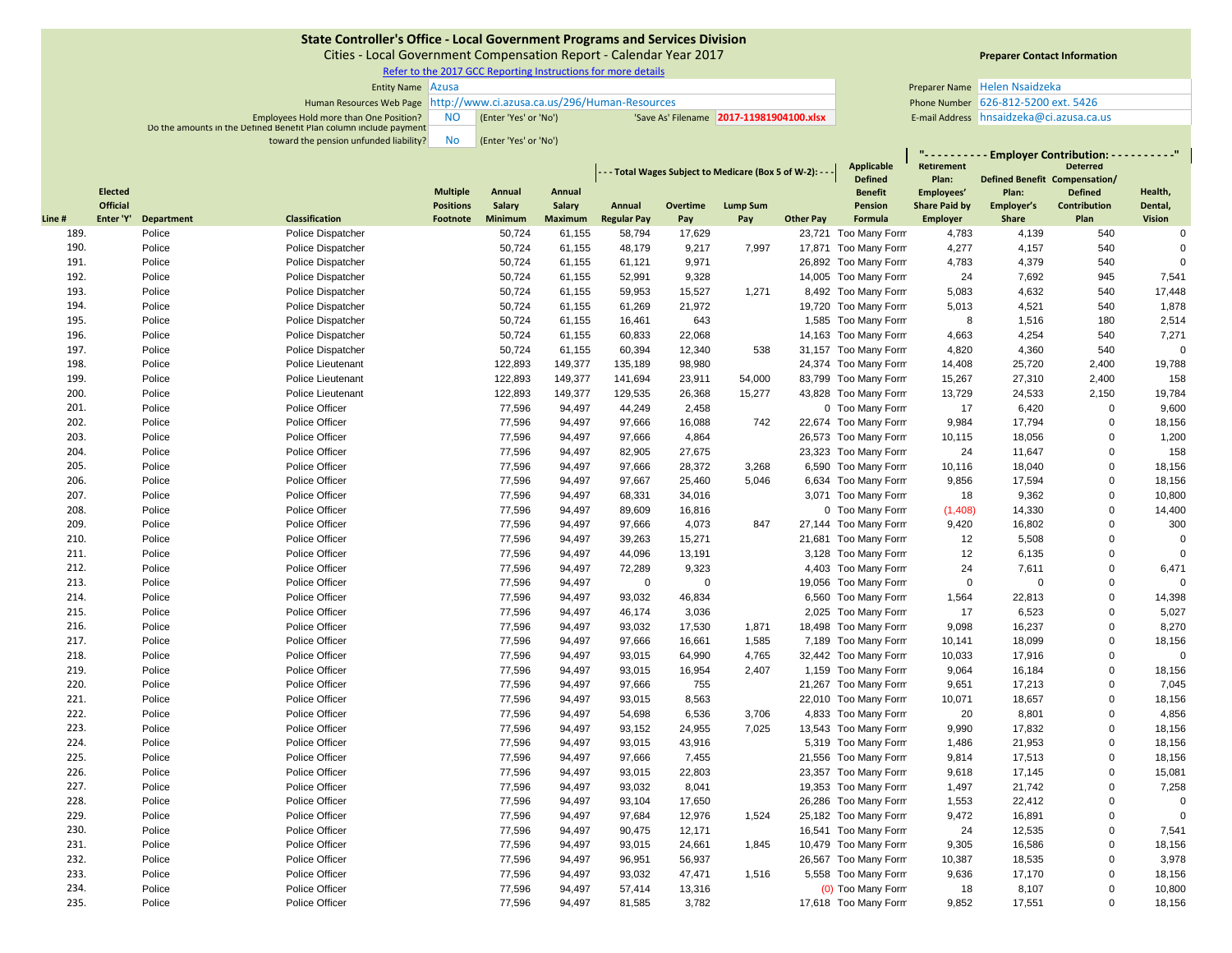# State Controller's Office - Local Government Programs and Services Division

Cities - Local Government Compensation Report - Calendar Year 2017

Refer to the 2017 GCC Reporting Instructions for more details

| | | | |
|---|---|---|---|
| Entity Name | Azusa | | |
| Human Resources Web Page | http://www.ci.azusa.ca.us/296/Human-Resources | | |
| Employees Hold more than One Position? | NO | (Enter 'Yes' or 'No') | 'Save As' Filename: 2017-11981904100.xlsx |
| Do the amounts in the Defined Benefit Plan column include payment toward the pension unfunded liability? | No | (Enter 'Yes' or 'No') | |

**Preparer Contact Information**

| | |
|---|---|
| Preparer Name | Helen Nsaidzeka |
| Phone Number | 626-812-5200 ext. 5426 |
| E-mail Address | hnsaidzeka@ci.azusa.ca.us |

| | | | | | | | --- Total Wages Subject to Medicare (Box 5 of W-2): --- | | | | | "---------- Employer Contribution: ----------" | | | |
|---|---|---|---|---|---|---|---|---|---|---|---|---|---|---|---|
| Line # | Elected Official Enter 'Y' | Department | Classification | Multiple Positions Footnote | Annual Salary Minimum | Annual Salary Maximum | Annual Regular Pay | Overtime Pay | Lump Sum Pay | Other Pay | Applicable Defined Benefit Pension Formula | Retirement Plan: Employees' Share Paid by Employer | Defined Benefit Plan: Employer's Share | Deferred Compensation/ Defined Contribution Plan | Health, Dental, Vision |
| 189. | | Police | Police Dispatcher | | 50,724 | 61,155 | 58,794 | 17,629 | | 23,721 | Too Many Form | 4,783 | 4,139 | 540 | 0 |
| 190. | | Police | Police Dispatcher | | 50,724 | 61,155 | 48,179 | 9,217 | 7,997 | 17,871 | Too Many Form | 4,277 | 4,157 | 540 | 0 |
| 191. | | Police | Police Dispatcher | | 50,724 | 61,155 | 61,121 | 9,971 | | 26,892 | Too Many Form | 4,783 | 4,379 | 540 | 0 |
| 192. | | Police | Police Dispatcher | | 50,724 | 61,155 | 52,991 | 9,328 | | 14,005 | Too Many Form | 24 | 7,692 | 945 | 7,541 |
| 193. | | Police | Police Dispatcher | | 50,724 | 61,155 | 59,953 | 15,527 | 1,271 | 8,492 | Too Many Form | 5,083 | 4,632 | 540 | 17,448 |
| 194. | | Police | Police Dispatcher | | 50,724 | 61,155 | 61,269 | 21,972 | | 19,720 | Too Many Form | 5,013 | 4,521 | 540 | 1,878 |
| 195. | | Police | Police Dispatcher | | 50,724 | 61,155 | 16,461 | 643 | | 1,585 | Too Many Form | 8 | 1,516 | 180 | 2,514 |
| 196. | | Police | Police Dispatcher | | 50,724 | 61,155 | 60,833 | 22,068 | | 14,163 | Too Many Form | 4,663 | 4,254 | 540 | 7,271 |
| 197. | | Police | Police Dispatcher | | 50,724 | 61,155 | 60,394 | 12,340 | 538 | 31,157 | Too Many Form | 4,820 | 4,360 | 540 | 0 |
| 198. | | Police | Police Lieutenant | | 122,893 | 149,377 | 135,189 | 98,980 | | 24,374 | Too Many Form | 14,408 | 25,720 | 2,400 | 19,788 |
| 199. | | Police | Police Lieutenant | | 122,893 | 149,377 | 141,694 | 23,911 | 54,000 | 83,799 | Too Many Form | 15,267 | 27,310 | 2,400 | 158 |
| 200. | | Police | Police Lieutenant | | 122,893 | 149,377 | 129,535 | 26,368 | 15,277 | 43,828 | Too Many Form | 13,729 | 24,533 | 2,150 | 19,784 |
| 201. | | Police | Police Officer | | 77,596 | 94,497 | 44,249 | 2,458 | | 0 | Too Many Form | 17 | 6,420 | 0 | 9,600 |
| 202. | | Police | Police Officer | | 77,596 | 94,497 | 97,666 | 16,088 | 742 | 22,674 | Too Many Form | 9,984 | 17,794 | 0 | 18,156 |
| 203. | | Police | Police Officer | | 77,596 | 94,497 | 97,666 | 4,864 | | 26,573 | Too Many Form | 10,115 | 18,056 | 0 | 1,200 |
| 204. | | Police | Police Officer | | 77,596 | 94,497 | 82,905 | 27,675 | | 23,323 | Too Many Form | 24 | 11,647 | 0 | 158 |
| 205. | | Police | Police Officer | | 77,596 | 94,497 | 97,666 | 28,372 | 3,268 | 6,590 | Too Many Form | 10,116 | 18,040 | 0 | 18,156 |
| 206. | | Police | Police Officer | | 77,596 | 94,497 | 97,667 | 25,460 | 5,046 | 6,634 | Too Many Form | 9,856 | 17,594 | 0 | 18,156 |
| 207. | | Police | Police Officer | | 77,596 | 94,497 | 68,331 | 34,016 | | 3,071 | Too Many Form | 18 | 9,362 | 0 | 10,800 |
| 208. | | Police | Police Officer | | 77,596 | 94,497 | 89,609 | 16,816 | | 0 | Too Many Form | (1,408) | 14,330 | 0 | 14,400 |
| 209. | | Police | Police Officer | | 77,596 | 94,497 | 97,666 | 4,073 | 847 | 27,144 | Too Many Form | 9,420 | 16,802 | 0 | 300 |
| 210. | | Police | Police Officer | | 77,596 | 94,497 | 39,263 | 15,271 | | 21,681 | Too Many Form | 12 | 5,508 | 0 | 0 |
| 211. | | Police | Police Officer | | 77,596 | 94,497 | 44,096 | 13,191 | | 3,128 | Too Many Form | 12 | 6,135 | 0 | 0 |
| 212. | | Police | Police Officer | | 77,596 | 94,497 | 72,289 | 9,323 | | 4,403 | Too Many Form | 24 | 7,611 | 0 | 6,471 |
| 213. | | Police | Police Officer | | 77,596 | 94,497 | 0 | 0 | | 19,056 | Too Many Form | 0 | 0 | 0 | 0 |
| 214. | | Police | Police Officer | | 77,596 | 94,497 | 93,032 | 46,834 | | 6,560 | Too Many Form | 1,564 | 22,813 | 0 | 14,398 |
| 215. | | Police | Police Officer | | 77,596 | 94,497 | 46,174 | 3,036 | | 2,025 | Too Many Form | 17 | 6,523 | 0 | 5,027 |
| 216. | | Police | Police Officer | | 77,596 | 94,497 | 93,032 | 17,530 | 1,871 | 18,498 | Too Many Form | 9,098 | 16,237 | 0 | 8,270 |
| 217. | | Police | Police Officer | | 77,596 | 94,497 | 97,666 | 16,661 | 1,585 | 7,189 | Too Many Form | 10,141 | 18,099 | 0 | 18,156 |
| 218. | | Police | Police Officer | | 77,596 | 94,497 | 93,015 | 64,990 | 4,765 | 32,442 | Too Many Form | 10,033 | 17,916 | 0 | 0 |
| 219. | | Police | Police Officer | | 77,596 | 94,497 | 93,015 | 16,954 | 2,407 | 1,159 | Too Many Form | 9,064 | 16,184 | 0 | 18,156 |
| 220. | | Police | Police Officer | | 77,596 | 94,497 | 97,666 | 755 | | 21,267 | Too Many Form | 9,651 | 17,213 | 0 | 7,045 |
| 221. | | Police | Police Officer | | 77,596 | 94,497 | 93,015 | 8,563 | | 22,010 | Too Many Form | 10,071 | 18,657 | 0 | 18,156 |
| 222. | | Police | Police Officer | | 77,596 | 94,497 | 54,698 | 6,536 | 3,706 | 4,833 | Too Many Form | 20 | 8,801 | 0 | 4,856 |
| 223. | | Police | Police Officer | | 77,596 | 94,497 | 93,152 | 24,955 | 7,025 | 13,543 | Too Many Form | 9,990 | 17,832 | 0 | 18,156 |
| 224. | | Police | Police Officer | | 77,596 | 94,497 | 93,015 | 43,916 | | 5,319 | Too Many Form | 1,486 | 21,953 | 0 | 18,156 |
| 225. | | Police | Police Officer | | 77,596 | 94,497 | 97,666 | 7,455 | | 21,556 | Too Many Form | 9,814 | 17,513 | 0 | 18,156 |
| 226. | | Police | Police Officer | | 77,596 | 94,497 | 93,015 | 22,803 | | 23,357 | Too Many Form | 9,618 | 17,145 | 0 | 15,081 |
| 227. | | Police | Police Officer | | 77,596 | 94,497 | 93,032 | 8,041 | | 19,353 | Too Many Form | 1,497 | 21,742 | 0 | 7,258 |
| 228. | | Police | Police Officer | | 77,596 | 94,497 | 93,104 | 17,650 | | 26,286 | Too Many Form | 1,553 | 22,412 | 0 | 0 |
| 229. | | Police | Police Officer | | 77,596 | 94,497 | 97,684 | 12,976 | 1,524 | 25,182 | Too Many Form | 9,472 | 16,891 | 0 | 0 |
| 230. | | Police | Police Officer | | 77,596 | 94,497 | 90,475 | 12,171 | | 16,541 | Too Many Form | 24 | 12,535 | 0 | 7,541 |
| 231. | | Police | Police Officer | | 77,596 | 94,497 | 93,015 | 24,661 | 1,845 | 10,479 | Too Many Form | 9,305 | 16,586 | 0 | 18,156 |
| 232. | | Police | Police Officer | | 77,596 | 94,497 | 96,951 | 56,937 | | 26,567 | Too Many Form | 10,387 | 18,535 | 0 | 3,978 |
| 233. | | Police | Police Officer | | 77,596 | 94,497 | 93,032 | 47,471 | 1,516 | 5,558 | Too Many Form | 9,636 | 17,170 | 0 | 18,156 |
| 234. | | Police | Police Officer | | 77,596 | 94,497 | 57,414 | 13,316 | | (0) | Too Many Form | 18 | 8,107 | 0 | 10,800 |
| 235. | | Police | Police Officer | | 77,596 | 94,497 | 81,585 | 3,782 | | 17,618 | Too Many Form | 9,852 | 17,551 | 0 | 18,156 |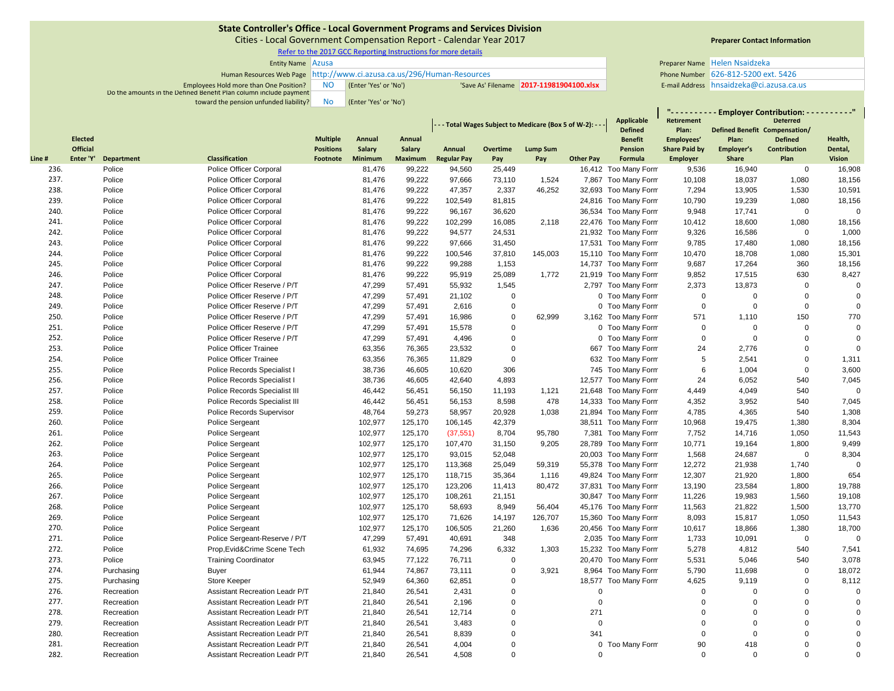**State Controller's Office - Local Government Programs and Services Division**
Cities - Local Government Compensation Report - Calendar Year 2017
[Refer to the 2017 GCC Reporting Instructions for more details]

**Preparer Contact Information**

| | | | |
|---|---|---|---|
| Entity Name | Azusa | Preparer Name | Helen Nsaidzeka |
| Human Resources Web Page | http://www.ci.azusa.ca.us/296/Human-Resources | Phone Number | 626-812-5200 ext. 5426 |
| Employees Hold more than One Position? | NO (Enter 'Yes' or 'No') 'Save As' Filename 2017-11981904100.xlsx | E-mail Address | hnsaidzeka@ci.azusa.ca.us |
| Do the amounts in the Defined Benefit Plan column include payment toward the pension unfunded liability? | No (Enter 'Yes' or 'No') | | |

| Line # | Elected Official Enter 'Y' | Department | Classification | Multiple Positions Footnote | Annual Salary Minimum | Annual Salary Maximum | Annual Regular Pay (Total Wages Subject to Medicare (Box 5 of W-2)) | Overtime Pay | Lump Sum Pay | Other Pay | Applicable Defined Benefit Pension Formula | Retirement Plan: Employees' Share Paid by Employer (Employer Contribution) | Defined Benefit Plan: Employer's Share (Employer Contribution) | Deferred Compensation/ Defined Contribution Plan (Employer Contribution) | Health, Dental, Vision (Employer Contribution) |
|---|---|---|---|---|---|---|---|---|---|---|---|---|---|---|---|
| 236. | | Police | Police Officer Corporal | | 81,476 | 99,222 | 94,560 | 25,449 | | 16,412 | Too Many Form | 9,536 | 16,940 | 0 | 16,908 |
| 237. | | Police | Police Officer Corporal | | 81,476 | 99,222 | 97,666 | 73,110 | 1,524 | 7,867 | Too Many Form | 10,108 | 18,037 | 1,080 | 18,156 |
| 238. | | Police | Police Officer Corporal | | 81,476 | 99,222 | 47,357 | 2,337 | 46,252 | 32,693 | Too Many Form | 7,294 | 13,905 | 1,530 | 10,591 |
| 239. | | Police | Police Officer Corporal | | 81,476 | 99,222 | 102,549 | 81,815 | | 24,816 | Too Many Form | 10,790 | 19,239 | 1,080 | 18,156 |
| 240. | | Police | Police Officer Corporal | | 81,476 | 99,222 | 96,167 | 36,620 | | 36,534 | Too Many Form | 9,948 | 17,741 | 0 | 0 |
| 241. | | Police | Police Officer Corporal | | 81,476 | 99,222 | 102,299 | 16,085 | 2,118 | 22,476 | Too Many Form | 10,412 | 18,600 | 1,080 | 18,156 |
| 242. | | Police | Police Officer Corporal | | 81,476 | 99,222 | 94,577 | 24,531 | | 21,932 | Too Many Form | 9,326 | 16,586 | 0 | 1,000 |
| 243. | | Police | Police Officer Corporal | | 81,476 | 99,222 | 97,666 | 31,450 | | 17,531 | Too Many Form | 9,785 | 17,480 | 1,080 | 18,156 |
| 244. | | Police | Police Officer Corporal | | 81,476 | 99,222 | 100,546 | 37,810 | 145,003 | 15,110 | Too Many Form | 10,470 | 18,708 | 1,080 | 15,301 |
| 245. | | Police | Police Officer Corporal | | 81,476 | 99,222 | 99,288 | 1,153 | | 14,737 | Too Many Form | 9,687 | 17,264 | 360 | 18,156 |
| 246. | | Police | Police Officer Corporal | | 81,476 | 99,222 | 95,919 | 25,089 | 1,772 | 21,919 | Too Many Form | 9,852 | 17,515 | 630 | 8,427 |
| 247. | | Police | Police Officer Reserve / P/T | | 47,299 | 57,491 | 55,932 | 1,545 | | 2,797 | Too Many Form | 2,373 | 13,873 | 0 | 0 |
| 248. | | Police | Police Officer Reserve / P/T | | 47,299 | 57,491 | 21,102 | 0 | | 0 | Too Many Form | 0 | 0 | 0 | 0 |
| 249. | | Police | Police Officer Reserve / P/T | | 47,299 | 57,491 | 2,616 | 0 | | 0 | Too Many Form | 0 | 0 | 0 | 0 |
| 250. | | Police | Police Officer Reserve / P/T | | 47,299 | 57,491 | 16,986 | 0 | 62,999 | 3,162 | Too Many Form | 571 | 1,110 | 150 | 770 |
| 251. | | Police | Police Officer Reserve / P/T | | 47,299 | 57,491 | 15,578 | 0 | | 0 | Too Many Form | 0 | 0 | 0 | 0 |
| 252. | | Police | Police Officer Reserve / P/T | | 47,299 | 57,491 | 4,496 | 0 | | 0 | Too Many Form | 0 | 0 | 0 | 0 |
| 253. | | Police | Police Officer Trainee | | 63,356 | 76,365 | 23,532 | 0 | | 667 | Too Many Form | 24 | 2,776 | 0 | 0 |
| 254. | | Police | Police Officer Trainee | | 63,356 | 76,365 | 11,829 | 0 | | 632 | Too Many Form | 5 | 2,541 | 0 | 1,311 |
| 255. | | Police | Police Records Specialist I | | 38,736 | 46,605 | 10,620 | 306 | | 745 | Too Many Form | 6 | 1,004 | 0 | 3,600 |
| 256. | | Police | Police Records Specialist I | | 38,736 | 46,605 | 42,640 | 4,893 | | 12,577 | Too Many Form | 24 | 6,052 | 540 | 7,045 |
| 257. | | Police | Police Records Specialist III | | 46,442 | 56,451 | 56,150 | 11,193 | 1,121 | 21,648 | Too Many Form | 4,449 | 4,049 | 540 | 0 |
| 258. | | Police | Police Records Specialist III | | 46,442 | 56,451 | 56,153 | 8,598 | 478 | 14,333 | Too Many Form | 4,352 | 3,952 | 540 | 7,045 |
| 259. | | Police | Police Records Supervisor | | 48,764 | 59,273 | 58,957 | 20,928 | 1,038 | 21,894 | Too Many Form | 4,785 | 4,365 | 540 | 1,308 |
| 260. | | Police | Police Sergeant | | 102,977 | 125,170 | 106,145 | 42,379 | | 38,511 | Too Many Form | 10,968 | 19,475 | 1,380 | 8,304 |
| 261. | | Police | Police Sergeant | | 102,977 | 125,170 | (37,551) | 8,704 | 95,780 | 7,381 | Too Many Form | 7,752 | 14,716 | 1,050 | 11,543 |
| 262. | | Police | Police Sergeant | | 102,977 | 125,170 | 107,470 | 31,150 | 9,205 | 28,789 | Too Many Form | 10,771 | 19,164 | 1,800 | 9,499 |
| 263. | | Police | Police Sergeant | | 102,977 | 125,170 | 93,015 | 52,048 | | 20,003 | Too Many Form | 1,568 | 24,687 | 0 | 8,304 |
| 264. | | Police | Police Sergeant | | 102,977 | 125,170 | 113,368 | 25,049 | 59,319 | 55,378 | Too Many Form | 12,272 | 21,938 | 1,740 | 0 |
| 265. | | Police | Police Sergeant | | 102,977 | 125,170 | 118,715 | 35,364 | 1,116 | 49,824 | Too Many Form | 12,307 | 21,920 | 1,800 | 654 |
| 266. | | Police | Police Sergeant | | 102,977 | 125,170 | 123,206 | 11,413 | 80,472 | 37,831 | Too Many Form | 13,190 | 23,584 | 1,800 | 19,788 |
| 267. | | Police | Police Sergeant | | 102,977 | 125,170 | 108,261 | 21,151 | | 30,847 | Too Many Form | 11,226 | 19,983 | 1,560 | 19,108 |
| 268. | | Police | Police Sergeant | | 102,977 | 125,170 | 58,693 | 8,949 | 56,404 | 45,176 | Too Many Form | 11,563 | 21,822 | 1,500 | 13,770 |
| 269. | | Police | Police Sergeant | | 102,977 | 125,170 | 71,626 | 14,197 | 126,707 | 15,360 | Too Many Form | 8,093 | 15,817 | 1,050 | 11,543 |
| 270. | | Police | Police Sergeant | | 102,977 | 125,170 | 106,505 | 21,260 | 1,636 | 20,456 | Too Many Form | 10,617 | 18,866 | 1,380 | 18,700 |
| 271. | | Police | Police Sergeant-Reserve / P/T | | 47,299 | 57,491 | 40,691 | 348 | | 2,035 | Too Many Form | 1,733 | 10,091 | 0 | 0 |
| 272. | | Police | Prop,Evid&Crime Scene Tech | | 61,932 | 74,695 | 74,296 | 6,332 | 1,303 | 15,232 | Too Many Form | 5,278 | 4,812 | 540 | 7,541 |
| 273. | | Police | Training Coordinator | | 63,945 | 77,122 | 76,711 | 0 | | 20,470 | Too Many Form | 5,531 | 5,046 | 540 | 3,078 |
| 274. | | Purchasing | Buyer | | 61,944 | 74,867 | 73,111 | 0 | 3,921 | 8,964 | Too Many Form | 5,790 | 11,698 | 0 | 18,072 |
| 275. | | Purchasing | Store Keeper | | 52,949 | 64,360 | 62,851 | 0 | | 18,577 | Too Many Form | 4,625 | 9,119 | 0 | 8,112 |
| 276. | | Recreation | Assistant Recreation Leadr P/T | | 21,840 | 26,541 | 2,431 | 0 | | 0 | | 0 | 0 | 0 | 0 |
| 277. | | Recreation | Assistant Recreation Leadr P/T | | 21,840 | 26,541 | 2,196 | 0 | | 0 | | 0 | 0 | 0 | 0 |
| 278. | | Recreation | Assistant Recreation Leadr P/T | | 21,840 | 26,541 | 12,714 | 0 | | 271 | | 0 | 0 | 0 | 0 |
| 279. | | Recreation | Assistant Recreation Leadr P/T | | 21,840 | 26,541 | 3,483 | 0 | | 0 | | 0 | 0 | 0 | 0 |
| 280. | | Recreation | Assistant Recreation Leadr P/T | | 21,840 | 26,541 | 8,839 | 0 | | 341 | | 0 | 0 | 0 | 0 |
| 281. | | Recreation | Assistant Recreation Leadr P/T | | 21,840 | 26,541 | 4,004 | 0 | | 0 | Too Many Form | 90 | 418 | 0 | 0 |
| 282. | | Recreation | Assistant Recreation Leadr P/T | | 21,840 | 26,541 | 4,508 | 0 | | 0 | | 0 | 0 | 0 | 0 |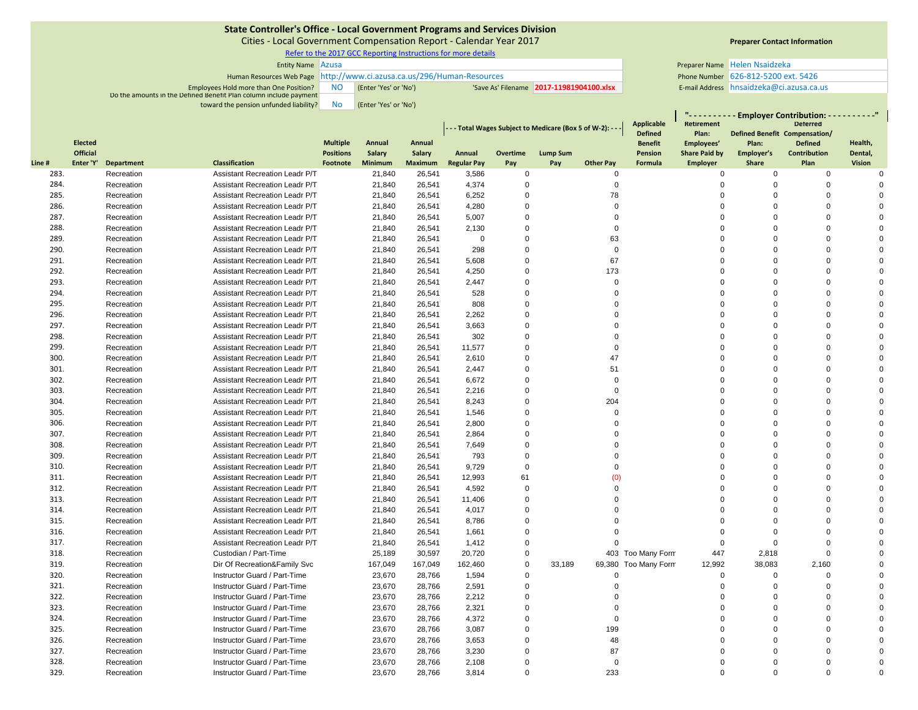**State Controller's Office - Local Government Programs and Services Division**

Cities - Local Government Compensation Report - Calendar Year 2017

Refer to the 2017 GCC Reporting Instructions for more details

| | | | |
|---|---|---|---|
| Entity Name | Azusa | | |
| Human Resources Web Page | http://www.ci.azusa.ca.us/296/Human-Resources | | |
| Employees Hold more than One Position? | NO | (Enter 'Yes' or 'No') | 'Save As' Filename 2017-11981904100.xlsx |
| Do the amounts in the Defined Benefit Plan column include payment toward the pension unfunded liability? | No | (Enter 'Yes' or 'No') | |

**Preparer Contact Information**

| | |
|---|---|
| Preparer Name | Helen Nsaidzeka |
| Phone Number | 626-812-5200 ext. 5426 |
| E-mail Address | hnsaidzeka@ci.azusa.ca.us |

| | | | | | | | - - - Total Wages Subject to Medicare (Box 5 of W-2): - - - | | | | | "- - - - - - - - - - Employer Contribution: - - - - - - - - - -" | | | |
|---|---|---|---|---|---|---|---|---|---|---|---|---|---|---|---|
| Line # | Elected Official Enter 'Y' | Department | Classification | Multiple Positions Footnote | Annual Salary Minimum | Annual Salary Maximum | Annual Regular Pay | Overtime Pay | Lump Sum Pay | Other Pay | Applicable Defined Benefit Pension Formula | Retirement Plan: Employees' Share Paid by Employer | Defined Benefit Plan: Employer's Share | Deferred Compensation/ Defined Contribution Plan | Health, Dental, Vision |
| 283. | | Recreation | Assistant Recreation Leadr P/T | | 21,840 | 26,541 | 3,586 | 0 | | 0 | | 0 | 0 | 0 | 0 |
| 284. | | Recreation | Assistant Recreation Leadr P/T | | 21,840 | 26,541 | 4,374 | 0 | | 0 | | 0 | 0 | 0 | 0 |
| 285. | | Recreation | Assistant Recreation Leadr P/T | | 21,840 | 26,541 | 6,252 | 0 | | 78 | | 0 | 0 | 0 | 0 |
| 286. | | Recreation | Assistant Recreation Leadr P/T | | 21,840 | 26,541 | 4,280 | 0 | | 0 | | 0 | 0 | 0 | 0 |
| 287. | | Recreation | Assistant Recreation Leadr P/T | | 21,840 | 26,541 | 5,007 | 0 | | 0 | | 0 | 0 | 0 | 0 |
| 288. | | Recreation | Assistant Recreation Leadr P/T | | 21,840 | 26,541 | 2,130 | 0 | | 0 | | 0 | 0 | 0 | 0 |
| 289. | | Recreation | Assistant Recreation Leadr P/T | | 21,840 | 26,541 | 0 | 0 | | 63 | | 0 | 0 | 0 | 0 |
| 290. | | Recreation | Assistant Recreation Leadr P/T | | 21,840 | 26,541 | 298 | 0 | | 0 | | 0 | 0 | 0 | 0 |
| 291. | | Recreation | Assistant Recreation Leadr P/T | | 21,840 | 26,541 | 5,608 | 0 | | 67 | | 0 | 0 | 0 | 0 |
| 292. | | Recreation | Assistant Recreation Leadr P/T | | 21,840 | 26,541 | 4,250 | 0 | | 173 | | 0 | 0 | 0 | 0 |
| 293. | | Recreation | Assistant Recreation Leadr P/T | | 21,840 | 26,541 | 2,447 | 0 | | 0 | | 0 | 0 | 0 | 0 |
| 294. | | Recreation | Assistant Recreation Leadr P/T | | 21,840 | 26,541 | 528 | 0 | | 0 | | 0 | 0 | 0 | 0 |
| 295. | | Recreation | Assistant Recreation Leadr P/T | | 21,840 | 26,541 | 808 | 0 | | 0 | | 0 | 0 | 0 | 0 |
| 296. | | Recreation | Assistant Recreation Leadr P/T | | 21,840 | 26,541 | 2,262 | 0 | | 0 | | 0 | 0 | 0 | 0 |
| 297. | | Recreation | Assistant Recreation Leadr P/T | | 21,840 | 26,541 | 3,663 | 0 | | 0 | | 0 | 0 | 0 | 0 |
| 298. | | Recreation | Assistant Recreation Leadr P/T | | 21,840 | 26,541 | 302 | 0 | | 0 | | 0 | 0 | 0 | 0 |
| 299. | | Recreation | Assistant Recreation Leadr P/T | | 21,840 | 26,541 | 11,577 | 0 | | 0 | | 0 | 0 | 0 | 0 |
| 300. | | Recreation | Assistant Recreation Leadr P/T | | 21,840 | 26,541 | 2,610 | 0 | | 47 | | 0 | 0 | 0 | 0 |
| 301. | | Recreation | Assistant Recreation Leadr P/T | | 21,840 | 26,541 | 2,447 | 0 | | 51 | | 0 | 0 | 0 | 0 |
| 302. | | Recreation | Assistant Recreation Leadr P/T | | 21,840 | 26,541 | 6,672 | 0 | | 0 | | 0 | 0 | 0 | 0 |
| 303. | | Recreation | Assistant Recreation Leadr P/T | | 21,840 | 26,541 | 2,216 | 0 | | 0 | | 0 | 0 | 0 | 0 |
| 304. | | Recreation | Assistant Recreation Leadr P/T | | 21,840 | 26,541 | 8,243 | 0 | | 204 | | 0 | 0 | 0 | 0 |
| 305. | | Recreation | Assistant Recreation Leadr P/T | | 21,840 | 26,541 | 1,546 | 0 | | 0 | | 0 | 0 | 0 | 0 |
| 306. | | Recreation | Assistant Recreation Leadr P/T | | 21,840 | 26,541 | 2,800 | 0 | | 0 | | 0 | 0 | 0 | 0 |
| 307. | | Recreation | Assistant Recreation Leadr P/T | | 21,840 | 26,541 | 2,864 | 0 | | 0 | | 0 | 0 | 0 | 0 |
| 308. | | Recreation | Assistant Recreation Leadr P/T | | 21,840 | 26,541 | 7,649 | 0 | | 0 | | 0 | 0 | 0 | 0 |
| 309. | | Recreation | Assistant Recreation Leadr P/T | | 21,840 | 26,541 | 793 | 0 | | 0 | | 0 | 0 | 0 | 0 |
| 310. | | Recreation | Assistant Recreation Leadr P/T | | 21,840 | 26,541 | 9,729 | 0 | | 0 | | 0 | 0 | 0 | 0 |
| 311. | | Recreation | Assistant Recreation Leadr P/T | | 21,840 | 26,541 | 12,993 | 61 | | (0) | | 0 | 0 | 0 | 0 |
| 312. | | Recreation | Assistant Recreation Leadr P/T | | 21,840 | 26,541 | 4,592 | 0 | | 0 | | 0 | 0 | 0 | 0 |
| 313. | | Recreation | Assistant Recreation Leadr P/T | | 21,840 | 26,541 | 11,406 | 0 | | 0 | | 0 | 0 | 0 | 0 |
| 314. | | Recreation | Assistant Recreation Leadr P/T | | 21,840 | 26,541 | 4,017 | 0 | | 0 | | 0 | 0 | 0 | 0 |
| 315. | | Recreation | Assistant Recreation Leadr P/T | | 21,840 | 26,541 | 8,786 | 0 | | 0 | | 0 | 0 | 0 | 0 |
| 316. | | Recreation | Assistant Recreation Leadr P/T | | 21,840 | 26,541 | 1,661 | 0 | | 0 | | 0 | 0 | 0 | 0 |
| 317. | | Recreation | Assistant Recreation Leadr P/T | | 21,840 | 26,541 | 1,412 | 0 | | 0 | | 0 | 0 | 0 | 0 |
| 318. | | Recreation | Custodian / Part-Time | | 25,189 | 30,597 | 20,720 | 0 | | 403 | Too Many Form | 447 | 2,818 | 0 | 0 |
| 319. | | Recreation | Dir Of Recreation&Family Svc | | 167,049 | 167,049 | 162,460 | 0 | 33,189 | 69,380 | Too Many Form | 12,992 | 38,083 | 2,160 | 0 |
| 320. | | Recreation | Instructor Guard / Part-Time | | 23,670 | 28,766 | 1,594 | 0 | | 0 | | 0 | 0 | 0 | 0 |
| 321. | | Recreation | Instructor Guard / Part-Time | | 23,670 | 28,766 | 2,591 | 0 | | 0 | | 0 | 0 | 0 | 0 |
| 322. | | Recreation | Instructor Guard / Part-Time | | 23,670 | 28,766 | 2,212 | 0 | | 0 | | 0 | 0 | 0 | 0 |
| 323. | | Recreation | Instructor Guard / Part-Time | | 23,670 | 28,766 | 2,321 | 0 | | 0 | | 0 | 0 | 0 | 0 |
| 324. | | Recreation | Instructor Guard / Part-Time | | 23,670 | 28,766 | 4,372 | 0 | | 0 | | 0 | 0 | 0 | 0 |
| 325. | | Recreation | Instructor Guard / Part-Time | | 23,670 | 28,766 | 3,087 | 0 | | 199 | | 0 | 0 | 0 | 0 |
| 326. | | Recreation | Instructor Guard / Part-Time | | 23,670 | 28,766 | 3,653 | 0 | | 48 | | 0 | 0 | 0 | 0 |
| 327. | | Recreation | Instructor Guard / Part-Time | | 23,670 | 28,766 | 3,230 | 0 | | 87 | | 0 | 0 | 0 | 0 |
| 328. | | Recreation | Instructor Guard / Part-Time | | 23,670 | 28,766 | 2,108 | 0 | | 0 | | 0 | 0 | 0 | 0 |
| 329. | | Recreation | Instructor Guard / Part-Time | | 23,670 | 28,766 | 3,814 | 0 | | 233 | | 0 | 0 | 0 | 0 |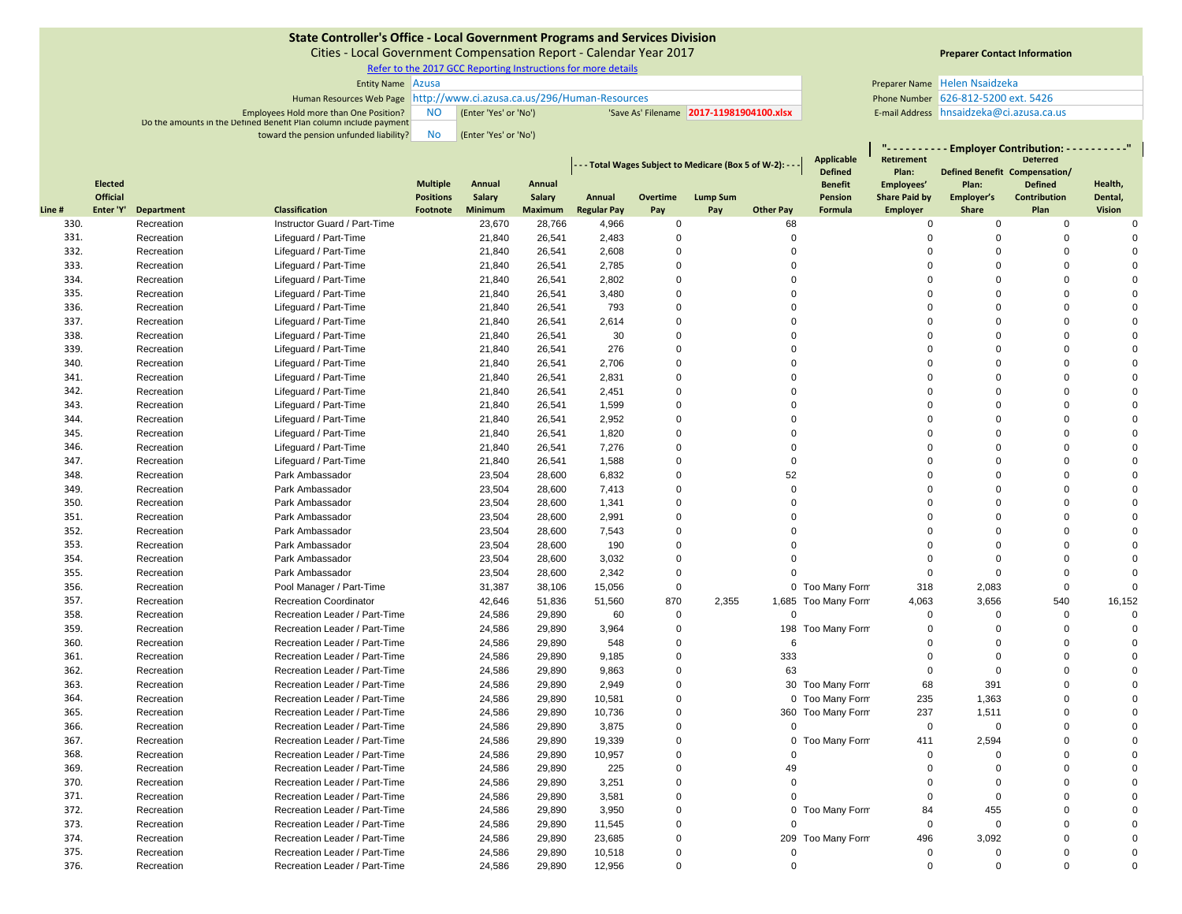# State Controller's Office - Local Government Programs and Services Division

Cities - Local Government Compensation Report - Calendar Year 2017

Refer to the 2017 GCC Reporting Instructions for more details

| | | | | | |
|---|---|---|---|---|---|
| Entity Name | Azusa | | | Preparer Name | Helen Nsaidzeka |
| Human Resources Web Page | http://www.ci.azusa.ca.us/296/Human-Resources | | | Phone Number | 626-812-5200 ext. 5426 |
| Employees Hold more than One Position? | NO | (Enter 'Yes' or 'No') | 'Save As' Filename: 2017-11981904100.xlsx | E-mail Address | hnsaidzeka@ci.azusa.ca.us |
| Do the amounts in the Defined Benefit Plan column include payment toward the pension unfunded liability? | No | (Enter 'Yes' or 'No') | | | |

**Preparer Contact Information**

| Line # | Elected Official Enter 'Y' | Department | Classification | Multiple Positions Footnote | Annual Salary Minimum | Annual Salary Maximum | Annual Regular Pay (Total Wages Subject to Medicare (Box 5 of W-2)) | Overtime Pay | Lump Sum Pay | Other Pay | Applicable Defined Benefit Pension Formula | Retirement Plan: Employees' Share Paid by Employer (Employer Contribution) | Defined Benefit Plan: Employer's Share | Deferred Compensation/ Defined Contribution Plan | Health, Dental, Vision |
|---|---|---|---|---|---|---|---|---|---|---|---|---|---|---|---|
| 330. | | Recreation | Instructor Guard / Part-Time | | 23,670 | 28,766 | 4,966 | 0 | | 68 | | 0 | 0 | 0 | 0 |
| 331. | | Recreation | Lifeguard / Part-Time | | 21,840 | 26,541 | 2,483 | 0 | | 0 | | 0 | 0 | 0 | 0 |
| 332. | | Recreation | Lifeguard / Part-Time | | 21,840 | 26,541 | 2,608 | 0 | | 0 | | 0 | 0 | 0 | 0 |
| 333. | | Recreation | Lifeguard / Part-Time | | 21,840 | 26,541 | 2,785 | 0 | | 0 | | 0 | 0 | 0 | 0 |
| 334. | | Recreation | Lifeguard / Part-Time | | 21,840 | 26,541 | 2,802 | 0 | | 0 | | 0 | 0 | 0 | 0 |
| 335. | | Recreation | Lifeguard / Part-Time | | 21,840 | 26,541 | 3,480 | 0 | | 0 | | 0 | 0 | 0 | 0 |
| 336. | | Recreation | Lifeguard / Part-Time | | 21,840 | 26,541 | 793 | 0 | | 0 | | 0 | 0 | 0 | 0 |
| 337. | | Recreation | Lifeguard / Part-Time | | 21,840 | 26,541 | 2,614 | 0 | | 0 | | 0 | 0 | 0 | 0 |
| 338. | | Recreation | Lifeguard / Part-Time | | 21,840 | 26,541 | 30 | 0 | | 0 | | 0 | 0 | 0 | 0 |
| 339. | | Recreation | Lifeguard / Part-Time | | 21,840 | 26,541 | 276 | 0 | | 0 | | 0 | 0 | 0 | 0 |
| 340. | | Recreation | Lifeguard / Part-Time | | 21,840 | 26,541 | 2,706 | 0 | | 0 | | 0 | 0 | 0 | 0 |
| 341. | | Recreation | Lifeguard / Part-Time | | 21,840 | 26,541 | 2,831 | 0 | | 0 | | 0 | 0 | 0 | 0 |
| 342. | | Recreation | Lifeguard / Part-Time | | 21,840 | 26,541 | 2,451 | 0 | | 0 | | 0 | 0 | 0 | 0 |
| 343. | | Recreation | Lifeguard / Part-Time | | 21,840 | 26,541 | 1,599 | 0 | | 0 | | 0 | 0 | 0 | 0 |
| 344. | | Recreation | Lifeguard / Part-Time | | 21,840 | 26,541 | 2,952 | 0 | | 0 | | 0 | 0 | 0 | 0 |
| 345. | | Recreation | Lifeguard / Part-Time | | 21,840 | 26,541 | 1,820 | 0 | | 0 | | 0 | 0 | 0 | 0 |
| 346. | | Recreation | Lifeguard / Part-Time | | 21,840 | 26,541 | 7,276 | 0 | | 0 | | 0 | 0 | 0 | 0 |
| 347. | | Recreation | Lifeguard / Part-Time | | 21,840 | 26,541 | 1,588 | 0 | | 0 | | 0 | 0 | 0 | 0 |
| 348. | | Recreation | Park Ambassador | | 23,504 | 28,600 | 6,832 | 0 | | 52 | | 0 | 0 | 0 | 0 |
| 349. | | Recreation | Park Ambassador | | 23,504 | 28,600 | 7,413 | 0 | | 0 | | 0 | 0 | 0 | 0 |
| 350. | | Recreation | Park Ambassador | | 23,504 | 28,600 | 1,341 | 0 | | 0 | | 0 | 0 | 0 | 0 |
| 351. | | Recreation | Park Ambassador | | 23,504 | 28,600 | 2,991 | 0 | | 0 | | 0 | 0 | 0 | 0 |
| 352. | | Recreation | Park Ambassador | | 23,504 | 28,600 | 7,543 | 0 | | 0 | | 0 | 0 | 0 | 0 |
| 353. | | Recreation | Park Ambassador | | 23,504 | 28,600 | 190 | 0 | | 0 | | 0 | 0 | 0 | 0 |
| 354. | | Recreation | Park Ambassador | | 23,504 | 28,600 | 3,032 | 0 | | 0 | | 0 | 0 | 0 | 0 |
| 355. | | Recreation | Park Ambassador | | 23,504 | 28,600 | 2,342 | 0 | | 0 | | 0 | 0 | 0 | 0 |
| 356. | | Recreation | Pool Manager / Part-Time | | 31,387 | 38,106 | 15,056 | 0 | | 0 | Too Many Form | 318 | 2,083 | 0 | 0 |
| 357. | | Recreation | Recreation Coordinator | | 42,646 | 51,836 | 51,560 | 870 | 2,355 | 1,685 | Too Many Form | 4,063 | 3,656 | 540 | 16,152 |
| 358. | | Recreation | Recreation Leader / Part-Time | | 24,586 | 29,890 | 60 | 0 | | 0 | | 0 | 0 | 0 | 0 |
| 359. | | Recreation | Recreation Leader / Part-Time | | 24,586 | 29,890 | 3,964 | 0 | | 198 | Too Many Form | 0 | 0 | 0 | 0 |
| 360. | | Recreation | Recreation Leader / Part-Time | | 24,586 | 29,890 | 548 | 0 | | 6 | | 0 | 0 | 0 | 0 |
| 361. | | Recreation | Recreation Leader / Part-Time | | 24,586 | 29,890 | 9,185 | 0 | | 333 | | 0 | 0 | 0 | 0 |
| 362. | | Recreation | Recreation Leader / Part-Time | | 24,586 | 29,890 | 9,863 | 0 | | 63 | | 0 | 0 | 0 | 0 |
| 363. | | Recreation | Recreation Leader / Part-Time | | 24,586 | 29,890 | 2,949 | 0 | | 30 | Too Many Form | 68 | 391 | 0 | 0 |
| 364. | | Recreation | Recreation Leader / Part-Time | | 24,586 | 29,890 | 10,581 | 0 | | 0 | Too Many Form | 235 | 1,363 | 0 | 0 |
| 365. | | Recreation | Recreation Leader / Part-Time | | 24,586 | 29,890 | 10,736 | 0 | | 360 | Too Many Form | 237 | 1,511 | 0 | 0 |
| 366. | | Recreation | Recreation Leader / Part-Time | | 24,586 | 29,890 | 3,875 | 0 | | 0 | | 0 | 0 | 0 | 0 |
| 367. | | Recreation | Recreation Leader / Part-Time | | 24,586 | 29,890 | 19,339 | 0 | | 0 | Too Many Form | 411 | 2,594 | 0 | 0 |
| 368. | | Recreation | Recreation Leader / Part-Time | | 24,586 | 29,890 | 10,957 | 0 | | 0 | | 0 | 0 | 0 | 0 |
| 369. | | Recreation | Recreation Leader / Part-Time | | 24,586 | 29,890 | 225 | 0 | | 49 | | 0 | 0 | 0 | 0 |
| 370. | | Recreation | Recreation Leader / Part-Time | | 24,586 | 29,890 | 3,251 | 0 | | 0 | | 0 | 0 | 0 | 0 |
| 371. | | Recreation | Recreation Leader / Part-Time | | 24,586 | 29,890 | 3,581 | 0 | | 0 | | 0 | 0 | 0 | 0 |
| 372. | | Recreation | Recreation Leader / Part-Time | | 24,586 | 29,890 | 3,950 | 0 | | 0 | Too Many Form | 84 | 455 | 0 | 0 |
| 373. | | Recreation | Recreation Leader / Part-Time | | 24,586 | 29,890 | 11,545 | 0 | | 0 | | 0 | 0 | 0 | 0 |
| 374. | | Recreation | Recreation Leader / Part-Time | | 24,586 | 29,890 | 23,685 | 0 | | 209 | Too Many Form | 496 | 3,092 | 0 | 0 |
| 375. | | Recreation | Recreation Leader / Part-Time | | 24,586 | 29,890 | 10,518 | 0 | | 0 | | 0 | 0 | 0 | 0 |
| 376. | | Recreation | Recreation Leader / Part-Time | | 24,586 | 29,890 | 12,956 | 0 | | 0 | | 0 | 0 | 0 | 0 |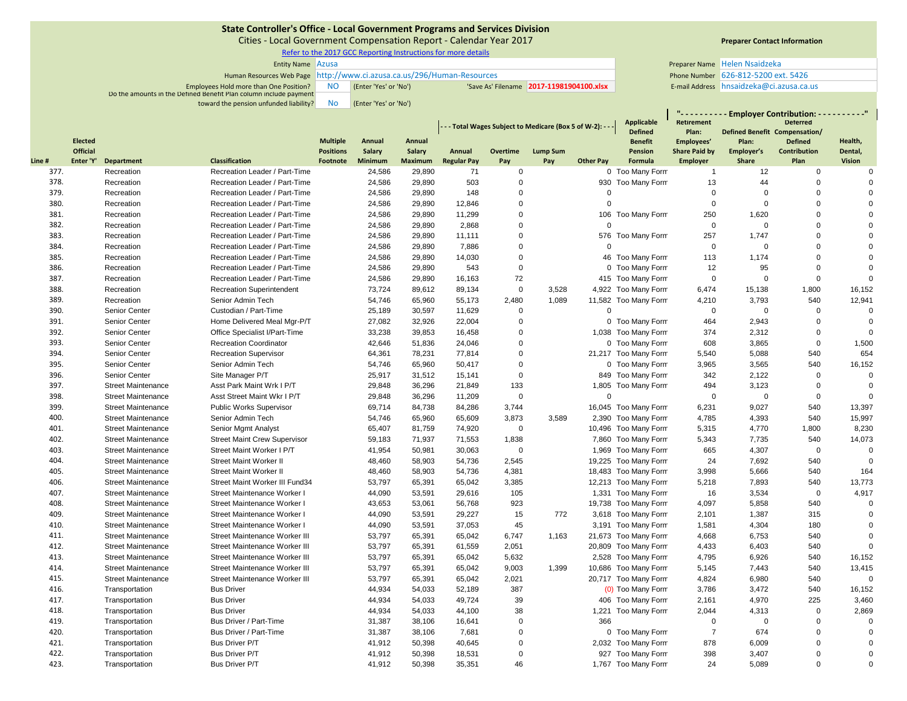**State Controller's Office - Local Government Programs and Services Division**

Cities - Local Government Compensation Report - Calendar Year 2017

Refer to the 2017 GCC Reporting Instructions for more details

Entity Name: Azusa

Human Resources Web Page: http://www.ci.azusa.ca.us/296/Human-Resources

Employees Hold more than One Position? NO (Enter 'Yes' or 'No')

'Save As' Filename: 2017-11981904100.xlsx

Do the amounts in the Defined Benefit Plan column include payment toward the pension unfunded liability? No (Enter 'Yes' or 'No')

**Preparer Contact Information**

Preparer Name: Helen Nsaidzeka

Phone Number: 626-812-5200 ext. 5426

E-mail Address: hnsaidzeka@ci.azusa.ca.us

| Line # | Elected Official Enter 'Y' | Department | Classification | Multiple Positions Footnote | Annual Salary Minimum | Annual Salary Maximum | --- Total Wages Subject to Medicare (Box 5 of W-2): --- Annual Regular Pay | Overtime Pay | Lump Sum Pay | Other Pay | Applicable Defined Benefit Pension Formula | "--- Employer Contribution: ---" Retirement Plan: Employees' Share Paid by Employer | Defined Benefit Plan: Employer's Share | Deferred Compensation/ Defined Contribution Plan | Health, Dental, Vision |
|---|---|---|---|---|---|---|---|---|---|---|---|---|---|---|---|
| 377. | | Recreation | Recreation Leader / Part-Time | | 24,586 | 29,890 | 71 | 0 | | 0 | Too Many Form | 1 | 12 | 0 | 0 |
| 378. | | Recreation | Recreation Leader / Part-Time | | 24,586 | 29,890 | 503 | 0 | | 930 | Too Many Form | 13 | 44 | 0 | 0 |
| 379. | | Recreation | Recreation Leader / Part-Time | | 24,586 | 29,890 | 148 | 0 | | 0 | | 0 | 0 | 0 | 0 |
| 380. | | Recreation | Recreation Leader / Part-Time | | 24,586 | 29,890 | 12,846 | 0 | | 0 | | 0 | 0 | 0 | 0 |
| 381. | | Recreation | Recreation Leader / Part-Time | | 24,586 | 29,890 | 11,299 | 0 | | 106 | Too Many Form | 250 | 1,620 | 0 | 0 |
| 382. | | Recreation | Recreation Leader / Part-Time | | 24,586 | 29,890 | 2,868 | 0 | | 0 | | 0 | 0 | 0 | 0 |
| 383. | | Recreation | Recreation Leader / Part-Time | | 24,586 | 29,890 | 11,111 | 0 | | 576 | Too Many Form | 257 | 1,747 | 0 | 0 |
| 384. | | Recreation | Recreation Leader / Part-Time | | 24,586 | 29,890 | 7,886 | 0 | | 0 | | 0 | 0 | 0 | 0 |
| 385. | | Recreation | Recreation Leader / Part-Time | | 24,586 | 29,890 | 14,030 | 0 | | 46 | Too Many Form | 113 | 1,174 | 0 | 0 |
| 386. | | Recreation | Recreation Leader / Part-Time | | 24,586 | 29,890 | 543 | 0 | | 0 | Too Many Form | 12 | 95 | 0 | 0 |
| 387. | | Recreation | Recreation Leader / Part-Time | | 24,586 | 29,890 | 16,163 | 72 | | 415 | Too Many Form | 0 | 0 | 0 | 0 |
| 388. | | Recreation | Recreation Superintendent | | 73,724 | 89,612 | 89,134 | 0 | 3,528 | 4,922 | Too Many Form | 6,474 | 15,138 | 1,800 | 16,152 |
| 389. | | Recreation | Senior Admin Tech | | 54,746 | 65,960 | 55,173 | 2,480 | 1,089 | 11,582 | Too Many Form | 4,210 | 3,793 | 540 | 12,941 |
| 390. | | Senior Center | Custodian / Part-Time | | 25,189 | 30,597 | 11,629 | 0 | | 0 | | 0 | 0 | 0 | 0 |
| 391. | | Senior Center | Home Delivered Meal Mgr-P/T | | 27,082 | 32,926 | 22,004 | 0 | | 0 | Too Many Form | 464 | 2,943 | 0 | 0 |
| 392. | | Senior Center | Office Specialist I/Part-Time | | 33,238 | 39,853 | 16,458 | 0 | | 1,038 | Too Many Form | 374 | 2,312 | 0 | 0 |
| 393. | | Senior Center | Recreation Coordinator | | 42,646 | 51,836 | 24,046 | 0 | | 0 | Too Many Form | 608 | 3,865 | 0 | 1,500 |
| 394. | | Senior Center | Recreation Supervisor | | 64,361 | 78,231 | 77,814 | 0 | | 21,217 | Too Many Form | 5,540 | 5,088 | 540 | 654 |
| 395. | | Senior Center | Senior Admin Tech | | 54,746 | 65,960 | 50,417 | 0 | | 0 | Too Many Form | 3,965 | 3,565 | 540 | 16,152 |
| 396. | | Senior Center | Site Manager P/T | | 25,917 | 31,512 | 15,141 | 0 | | 849 | Too Many Form | 342 | 2,122 | 0 | 0 |
| 397. | | Street Maintenance | Asst Park Maint Wrk I P/T | | 29,848 | 36,296 | 21,849 | 133 | | 1,805 | Too Many Form | 494 | 3,123 | 0 | 0 |
| 398. | | Street Maintenance | Asst Street Maint Wkr I P/T | | 29,848 | 36,296 | 11,209 | 0 | | 0 | | 0 | 0 | 0 | 0 |
| 399. | | Street Maintenance | Public Works Supervisor | | 69,714 | 84,738 | 84,286 | 3,744 | | 16,045 | Too Many Form | 6,231 | 9,027 | 540 | 13,397 |
| 400. | | Street Maintenance | Senior Admin Tech | | 54,746 | 65,960 | 65,609 | 3,873 | 3,589 | 2,390 | Too Many Form | 4,785 | 4,393 | 540 | 15,997 |
| 401. | | Street Maintenance | Senior Mgmt Analyst | | 65,407 | 81,759 | 74,920 | 0 | | 10,496 | Too Many Form | 5,315 | 4,770 | 1,800 | 8,230 |
| 402. | | Street Maintenance | Street Maint Crew Supervisor | | 59,183 | 71,937 | 71,553 | 1,838 | | 7,860 | Too Many Form | 5,343 | 7,735 | 540 | 14,073 |
| 403. | | Street Maintenance | Street Maint Worker I P/T | | 41,954 | 50,981 | 30,063 | 0 | | 1,969 | Too Many Form | 665 | 4,307 | 0 | 0 |
| 404. | | Street Maintenance | Street Maint Worker II | | 48,460 | 58,903 | 54,736 | 2,545 | | 19,225 | Too Many Form | 24 | 7,692 | 540 | 0 |
| 405. | | Street Maintenance | Street Maint Worker II | | 48,460 | 58,903 | 54,736 | 4,381 | | 18,483 | Too Many Form | 3,998 | 5,666 | 540 | 164 |
| 406. | | Street Maintenance | Street Maint Worker III Fund34 | | 53,797 | 65,391 | 65,042 | 3,385 | | 12,213 | Too Many Form | 5,218 | 7,893 | 540 | 13,773 |
| 407. | | Street Maintenance | Street Maintenance Worker I | | 44,090 | 53,591 | 29,616 | 105 | | 1,331 | Too Many Form | 16 | 3,534 | 0 | 4,917 |
| 408. | | Street Maintenance | Street Maintenance Worker I | | 43,653 | 53,061 | 56,768 | 923 | | 19,738 | Too Many Form | 4,097 | 5,858 | 540 | 0 |
| 409. | | Street Maintenance | Street Maintenance Worker I | | 44,090 | 53,591 | 29,227 | 15 | 772 | 3,618 | Too Many Form | 2,101 | 1,387 | 315 | 0 |
| 410. | | Street Maintenance | Street Maintenance Worker I | | 44,090 | 53,591 | 37,053 | 45 | | 3,191 | Too Many Form | 1,581 | 4,304 | 180 | 0 |
| 411. | | Street Maintenance | Street Maintenance Worker III | | 53,797 | 65,391 | 65,042 | 6,747 | 1,163 | 21,673 | Too Many Form | 4,668 | 6,753 | 540 | 0 |
| 412. | | Street Maintenance | Street Maintenance Worker III | | 53,797 | 65,391 | 61,559 | 2,051 | | 20,809 | Too Many Form | 4,433 | 6,403 | 540 | 0 |
| 413. | | Street Maintenance | Street Maintenance Worker III | | 53,797 | 65,391 | 65,042 | 5,632 | | 2,528 | Too Many Form | 4,795 | 6,926 | 540 | 16,152 |
| 414. | | Street Maintenance | Street Maintenance Worker III | | 53,797 | 65,391 | 65,042 | 9,003 | 1,399 | 10,686 | Too Many Form | 5,145 | 7,443 | 540 | 13,415 |
| 415. | | Street Maintenance | Street Maintenance Worker III | | 53,797 | 65,391 | 65,042 | 2,021 | | 20,717 | Too Many Form | 4,824 | 6,980 | 540 | 0 |
| 416. | | Transportation | Bus Driver | | 44,934 | 54,033 | 52,189 | 387 | | (0) | Too Many Form | 3,786 | 3,472 | 540 | 16,152 |
| 417. | | Transportation | Bus Driver | | 44,934 | 54,033 | 49,724 | 39 | | 406 | Too Many Form | 2,161 | 4,970 | 225 | 3,460 |
| 418. | | Transportation | Bus Driver | | 44,934 | 54,033 | 44,100 | 38 | | 1,221 | Too Many Form | 2,044 | 4,313 | 0 | 2,869 |
| 419. | | Transportation | Bus Driver / Part-Time | | 31,387 | 38,106 | 16,641 | 0 | | 366 | | 0 | 0 | 0 | 0 |
| 420. | | Transportation | Bus Driver / Part-Time | | 31,387 | 38,106 | 7,681 | 0 | | 0 | Too Many Form | 7 | 674 | 0 | 0 |
| 421. | | Transportation | Bus Driver P/T | | 41,912 | 50,398 | 40,645 | 0 | | 2,032 | Too Many Form | 878 | 6,009 | 0 | 0 |
| 422. | | Transportation | Bus Driver P/T | | 41,912 | 50,398 | 18,531 | 0 | | 927 | Too Many Form | 398 | 3,407 | 0 | 0 |
| 423. | | Transportation | Bus Driver P/T | | 41,912 | 50,398 | 35,351 | 46 | | 1,767 | Too Many Form | 24 | 5,089 | 0 | 0 |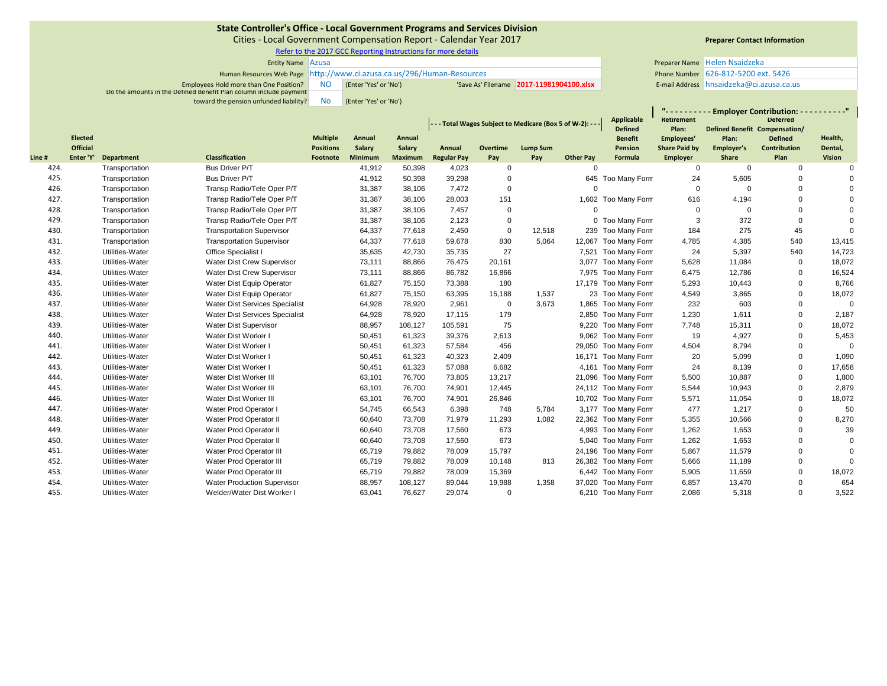# State Controller's Office - Local Government Programs and Services Division

Cities - Local Government Compensation Report - Calendar Year 2017

Refer to the 2017 GCC Reporting Instructions for more details

Entity Name: Azusa

Human Resources Web Page: http://www.ci.azusa.ca.us/296/Human-Resources

Employees Hold more than One Position? NO (Enter 'Yes' or 'No')

'Save As' Filename: 2017-11981904100.xlsx

Do the amounts in the Defined Benefit Plan column include payment toward the pension unfunded liability? No (Enter 'Yes' or 'No')

**Preparer Contact Information**

Preparer Name: Helen Nsaidzeka

Phone Number: 626-812-5200 ext. 5426

E-mail Address: hnsaidzeka@ci.azusa.ca.us

| Line # | Elected Official Enter 'Y' | Department | Classification | Multiple Positions Footnote | Annual Salary Minimum | Annual Salary Maximum | --- Total Wages Subject to Medicare (Box 5 of W-2): --- Annual Regular Pay | Overtime Pay | Lump Sum Pay | Other Pay | Applicable Defined Benefit Pension Formula | "---------- Employer Contribution: ----------" Retirement Plan: Employees' Share Paid by Employer | Defined Benefit Plan: Employer's Share | Deferred Compensation/ Defined Contribution Plan | Health, Dental, Vision |
|---|---|---|---|---|---|---|---|---|---|---|---|---|---|---|---|
| 424. | | Transportation | Bus Driver P/T | | 41,912 | 50,398 | 4,023 | 0 | | 0 | | 0 | 0 | 0 | 0 |
| 425. | | Transportation | Bus Driver P/T | | 41,912 | 50,398 | 39,298 | 0 | | 645 | Too Many Form | 24 | 5,605 | 0 | 0 |
| 426. | | Transportation | Transp Radio/Tele Oper P/T | | 31,387 | 38,106 | 7,472 | 0 | | 0 | | 0 | 0 | 0 | 0 |
| 427. | | Transportation | Transp Radio/Tele Oper P/T | | 31,387 | 38,106 | 28,003 | 151 | | 1,602 | Too Many Form | 616 | 4,194 | 0 | 0 |
| 428. | | Transportation | Transp Radio/Tele Oper P/T | | 31,387 | 38,106 | 7,457 | 0 | | 0 | | 0 | 0 | 0 | 0 |
| 429. | | Transportation | Transp Radio/Tele Oper P/T | | 31,387 | 38,106 | 2,123 | 0 | | 0 | Too Many Form | 3 | 372 | 0 | 0 |
| 430. | | Transportation | Transportation Supervisor | | 64,337 | 77,618 | 2,450 | 0 | 12,518 | 239 | Too Many Form | 184 | 275 | 45 | 0 |
| 431. | | Transportation | Transportation Supervisor | | 64,337 | 77,618 | 59,678 | 830 | 5,064 | 12,067 | Too Many Form | 4,785 | 4,385 | 540 | 13,415 |
| 432. | | Utilities-Water | Office Specialist I | | 35,635 | 42,730 | 35,735 | 27 | | 7,521 | Too Many Form | 24 | 5,397 | 540 | 14,723 |
| 433. | | Utilities-Water | Water Dist Crew Supervisor | | 73,111 | 88,866 | 76,475 | 20,161 | | 3,077 | Too Many Form | 5,628 | 11,084 | 0 | 18,072 |
| 434. | | Utilities-Water | Water Dist Crew Supervisor | | 73,111 | 88,866 | 86,782 | 16,866 | | 7,975 | Too Many Form | 6,475 | 12,786 | 0 | 16,524 |
| 435. | | Utilities-Water | Water Dist Equip Operator | | 61,827 | 75,150 | 73,388 | 180 | | 17,179 | Too Many Form | 5,293 | 10,443 | 0 | 8,766 |
| 436. | | Utilities-Water | Water Dist Equip Operator | | 61,827 | 75,150 | 63,395 | 15,188 | 1,537 | 23 | Too Many Form | 4,549 | 3,865 | 0 | 18,072 |
| 437. | | Utilities-Water | Water Dist Services Specialist | | 64,928 | 78,920 | 2,961 | 0 | 3,673 | 1,865 | Too Many Form | 232 | 603 | 0 | 0 |
| 438. | | Utilities-Water | Water Dist Services Specialist | | 64,928 | 78,920 | 17,115 | 179 | | 2,850 | Too Many Form | 1,230 | 1,611 | 0 | 2,187 |
| 439. | | Utilities-Water | Water Dist Supervisor | | 88,957 | 108,127 | 105,591 | 75 | | 9,220 | Too Many Form | 7,748 | 15,311 | 0 | 18,072 |
| 440. | | Utilities-Water | Water Dist Worker I | | 50,451 | 61,323 | 39,376 | 2,613 | | 9,062 | Too Many Form | 19 | 4,927 | 0 | 5,453 |
| 441. | | Utilities-Water | Water Dist Worker I | | 50,451 | 61,323 | 57,584 | 456 | | 29,050 | Too Many Form | 4,504 | 8,794 | 0 | 0 |
| 442. | | Utilities-Water | Water Dist Worker I | | 50,451 | 61,323 | 40,323 | 2,409 | | 16,171 | Too Many Form | 20 | 5,099 | 0 | 1,090 |
| 443. | | Utilities-Water | Water Dist Worker I | | 50,451 | 61,323 | 57,088 | 6,682 | | 4,161 | Too Many Form | 24 | 8,139 | 0 | 17,658 |
| 444. | | Utilities-Water | Water Dist Worker III | | 63,101 | 76,700 | 73,805 | 13,217 | | 21,096 | Too Many Form | 5,500 | 10,887 | 0 | 1,800 |
| 445. | | Utilities-Water | Water Dist Worker III | | 63,101 | 76,700 | 74,901 | 12,445 | | 24,112 | Too Many Form | 5,544 | 10,943 | 0 | 2,879 |
| 446. | | Utilities-Water | Water Dist Worker III | | 63,101 | 76,700 | 74,901 | 26,846 | | 10,702 | Too Many Form | 5,571 | 11,054 | 0 | 18,072 |
| 447. | | Utilities-Water | Water Prod Operator I | | 54,745 | 66,543 | 6,398 | 748 | 5,784 | 3,177 | Too Many Form | 477 | 1,217 | 0 | 50 |
| 448. | | Utilities-Water | Water Prod Operator II | | 60,640 | 73,708 | 71,979 | 11,293 | 1,082 | 22,362 | Too Many Form | 5,355 | 10,566 | 0 | 8,270 |
| 449. | | Utilities-Water | Water Prod Operator II | | 60,640 | 73,708 | 17,560 | 673 | | 4,993 | Too Many Form | 1,262 | 1,653 | 0 | 39 |
| 450. | | Utilities-Water | Water Prod Operator II | | 60,640 | 73,708 | 17,560 | 673 | | 5,040 | Too Many Form | 1,262 | 1,653 | 0 | 0 |
| 451. | | Utilities-Water | Water Prod Operator III | | 65,719 | 79,882 | 78,009 | 15,797 | | 24,196 | Too Many Form | 5,867 | 11,579 | 0 | 0 |
| 452. | | Utilities-Water | Water Prod Operator III | | 65,719 | 79,882 | 78,009 | 10,148 | 813 | 26,382 | Too Many Form | 5,666 | 11,189 | 0 | 0 |
| 453. | | Utilities-Water | Water Prod Operator III | | 65,719 | 79,882 | 78,009 | 15,369 | | 6,442 | Too Many Form | 5,905 | 11,659 | 0 | 18,072 |
| 454. | | Utilities-Water | Water Production Supervisor | | 88,957 | 108,127 | 89,044 | 19,988 | 1,358 | 37,020 | Too Many Form | 6,857 | 13,470 | 0 | 654 |
| 455. | | Utilities-Water | Welder/Water Dist Worker I | | 63,041 | 76,627 | 29,074 | 0 | | 6,210 | Too Many Form | 2,086 | 5,318 | 0 | 3,522 |